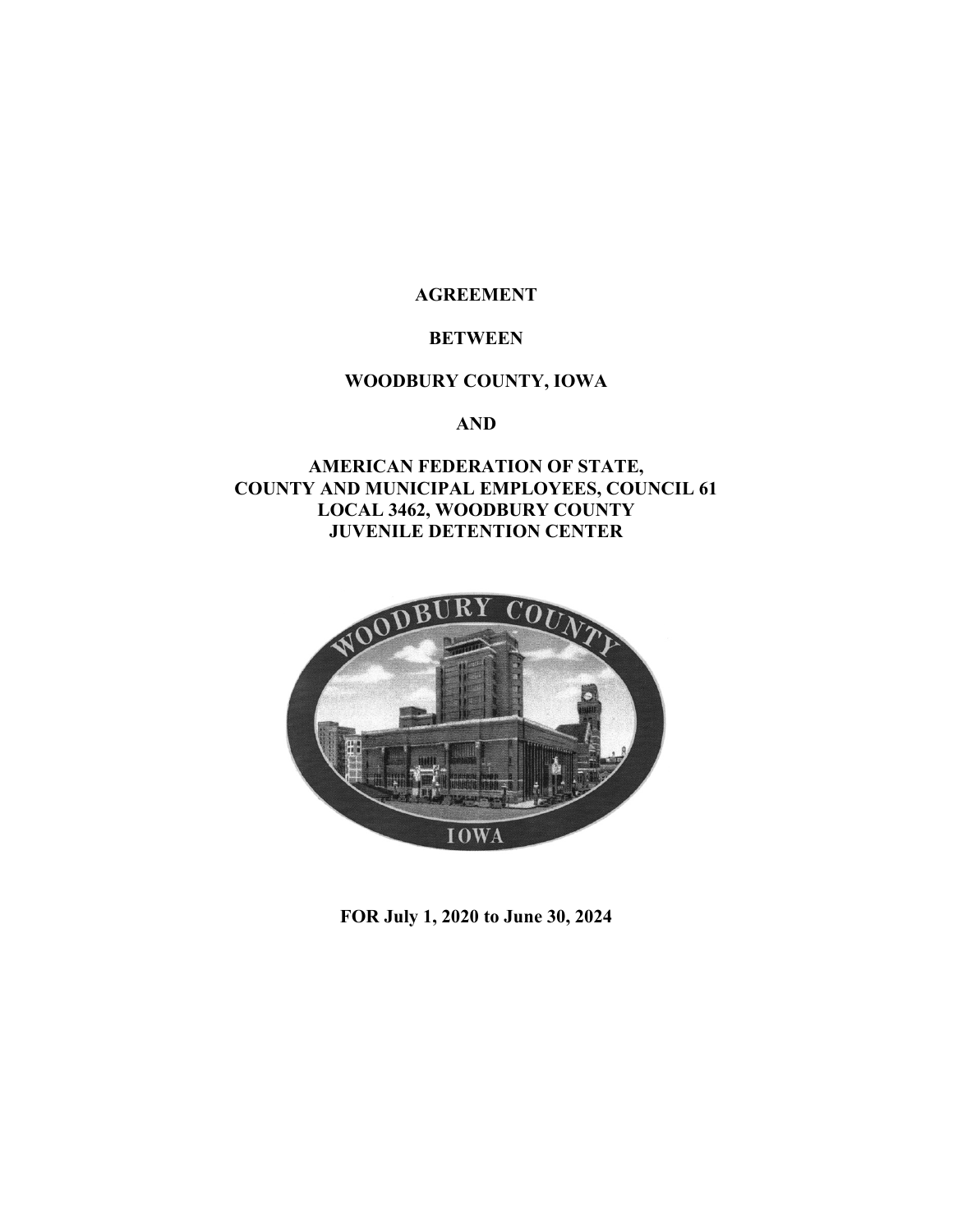**AGREEMENT**

**BETWEEN**

**WOODBURY COUNTY, IOWA**

**AND**

**AMERICAN FEDERATION OF STATE,
COUNTY AND MUNICIPAL EMPLOYEES, COUNCIL 61
LOCAL 3462, WOODBURY COUNTY
JUVENILE DETENTION CENTER**

**FOR July 1, 2020 to June 30, 2024**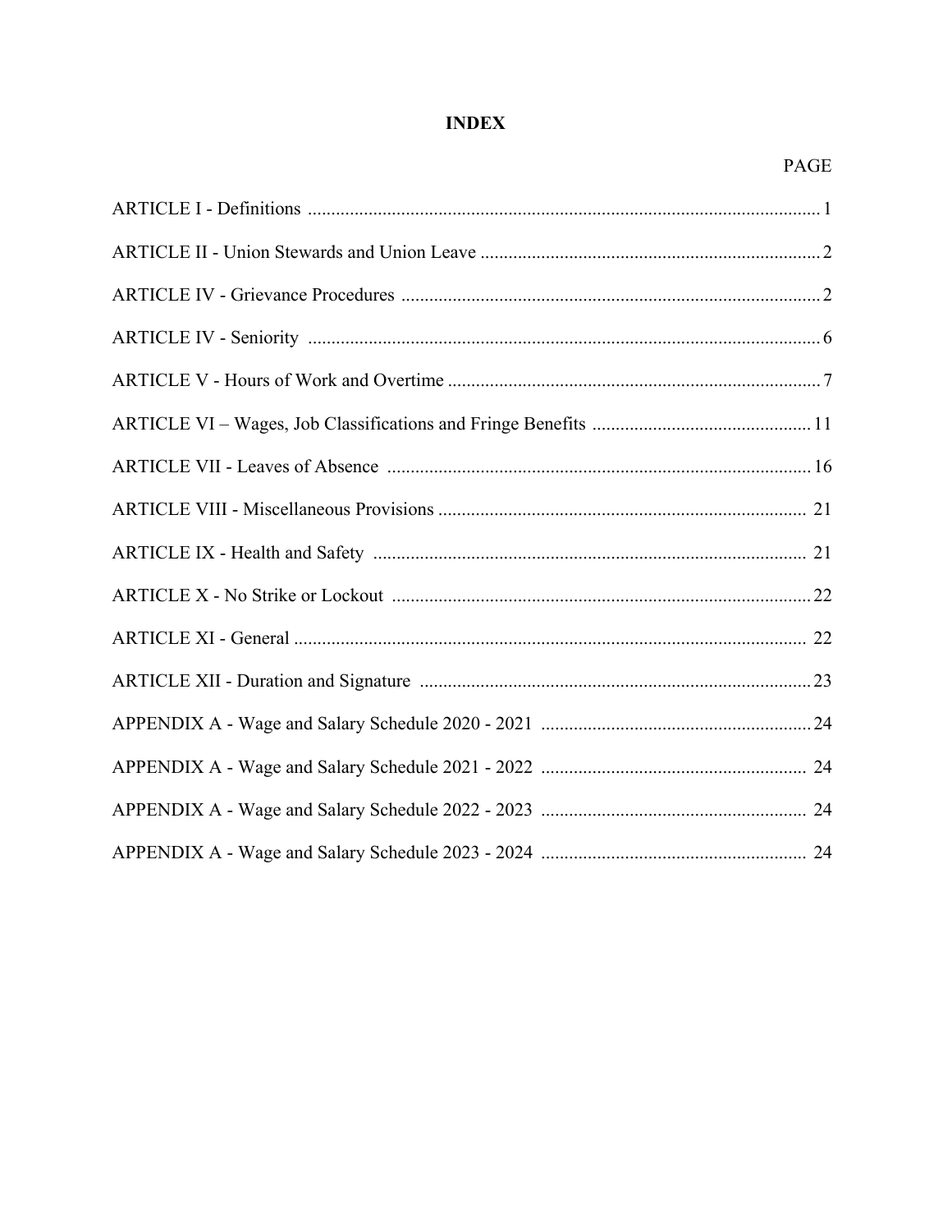# INDEX

| | PAGE |
|---|---|
| ARTICLE I - Definitions | 1 |
| ARTICLE II - Union Stewards and Union Leave | 2 |
| ARTICLE IV - Grievance Procedures | 2 |
| ARTICLE IV - Seniority | 6 |
| ARTICLE V - Hours of Work and Overtime | 7 |
| ARTICLE VI – Wages, Job Classifications and Fringe Benefits | 11 |
| ARTICLE VII - Leaves of Absence | 16 |
| ARTICLE VIII - Miscellaneous Provisions | 21 |
| ARTICLE IX - Health and Safety | 21 |
| ARTICLE X - No Strike or Lockout | 22 |
| ARTICLE XI - General | 22 |
| ARTICLE XII - Duration and Signature | 23 |
| APPENDIX A - Wage and Salary Schedule 2020 - 2021 | 24 |
| APPENDIX A - Wage and Salary Schedule 2021 - 2022 | 24 |
| APPENDIX A - Wage and Salary Schedule 2022 - 2023 | 24 |
| APPENDIX A - Wage and Salary Schedule 2023 - 2024 | 24 |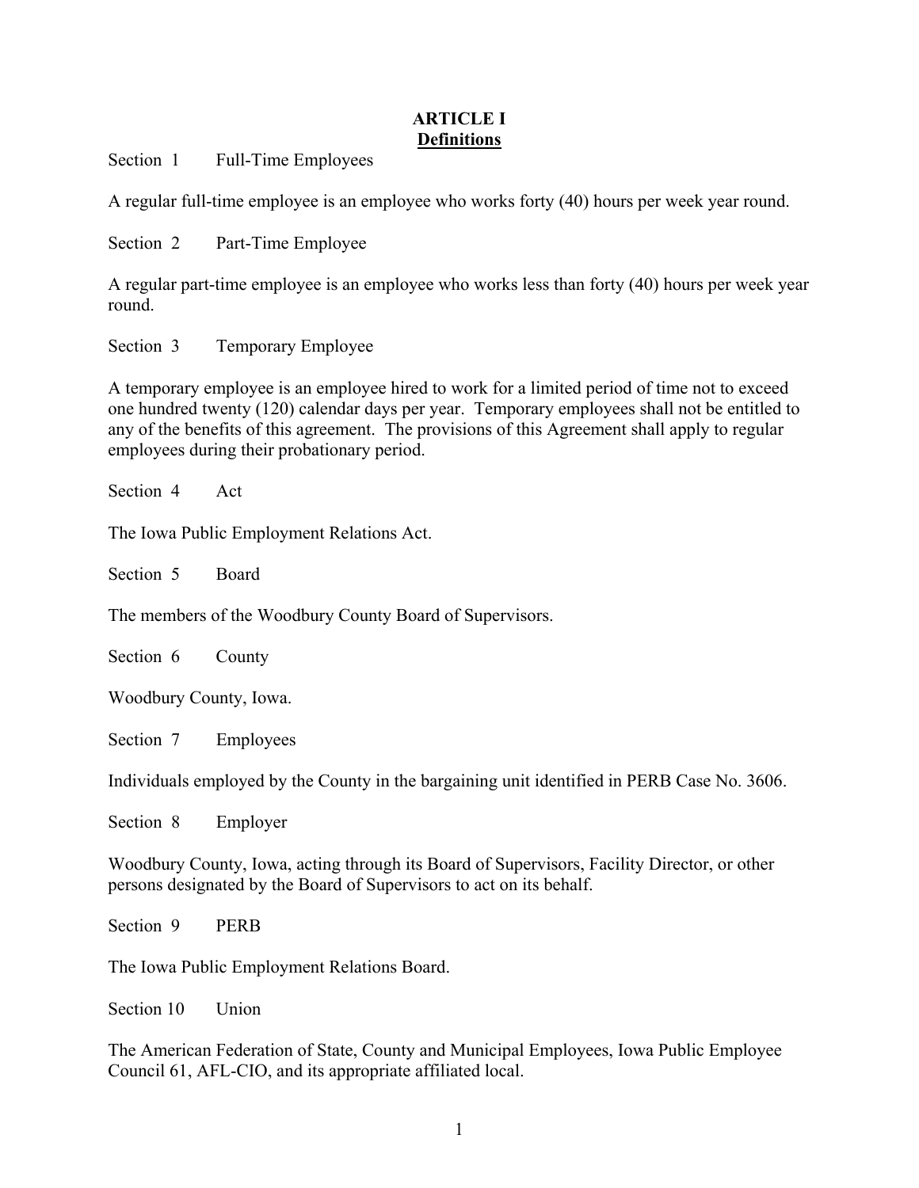# ARTICLE I
## Definitions

Section 1 Full-Time Employees

A regular full-time employee is an employee who works forty (40) hours per week year round.

Section 2 Part-Time Employee

A regular part-time employee is an employee who works less than forty (40) hours per week year round.

Section 3 Temporary Employee

A temporary employee is an employee hired to work for a limited period of time not to exceed one hundred twenty (120) calendar days per year. Temporary employees shall not be entitled to any of the benefits of this agreement. The provisions of this Agreement shall apply to regular employees during their probationary period.

Section 4 Act

The Iowa Public Employment Relations Act.

Section 5 Board

The members of the Woodbury County Board of Supervisors.

Section 6 County

Woodbury County, Iowa.

Section 7 Employees

Individuals employed by the County in the bargaining unit identified in PERB Case No. 3606.

Section 8 Employer

Woodbury County, Iowa, acting through its Board of Supervisors, Facility Director, or other persons designated by the Board of Supervisors to act on its behalf.

Section 9 PERB

The Iowa Public Employment Relations Board.

Section 10 Union

The American Federation of State, County and Municipal Employees, Iowa Public Employee Council 61, AFL-CIO, and its appropriate affiliated local.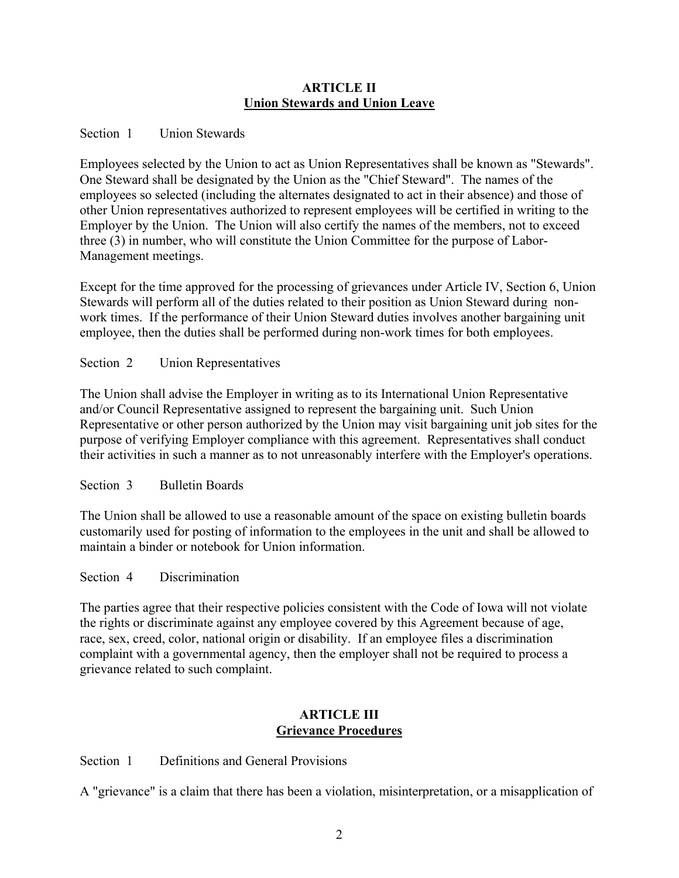## ARTICLE II
## Union Stewards and Union Leave

Section 1 Union Stewards

Employees selected by the Union to act as Union Representatives shall be known as "Stewards". One Steward shall be designated by the Union as the "Chief Steward". The names of the employees so selected (including the alternates designated to act in their absence) and those of other Union representatives authorized to represent employees will be certified in writing to the Employer by the Union. The Union will also certify the names of the members, not to exceed three (3) in number, who will constitute the Union Committee for the purpose of Labor-Management meetings.

Except for the time approved for the processing of grievances under Article IV, Section 6, Union Stewards will perform all of the duties related to their position as Union Steward during non-work times. If the performance of their Union Steward duties involves another bargaining unit employee, then the duties shall be performed during non-work times for both employees.

Section 2 Union Representatives

The Union shall advise the Employer in writing as to its International Union Representative and/or Council Representative assigned to represent the bargaining unit. Such Union Representative or other person authorized by the Union may visit bargaining unit job sites for the purpose of verifying Employer compliance with this agreement. Representatives shall conduct their activities in such a manner as to not unreasonably interfere with the Employer's operations.

Section 3 Bulletin Boards

The Union shall be allowed to use a reasonable amount of the space on existing bulletin boards customarily used for posting of information to the employees in the unit and shall be allowed to maintain a binder or notebook for Union information.

Section 4 Discrimination

The parties agree that their respective policies consistent with the Code of Iowa will not violate the rights or discriminate against any employee covered by this Agreement because of age, race, sex, creed, color, national origin or disability. If an employee files a discrimination complaint with a governmental agency, then the employer shall not be required to process a grievance related to such complaint.

## ARTICLE III
## Grievance Procedures

Section 1 Definitions and General Provisions

A "grievance" is a claim that there has been a violation, misinterpretation, or a misapplication of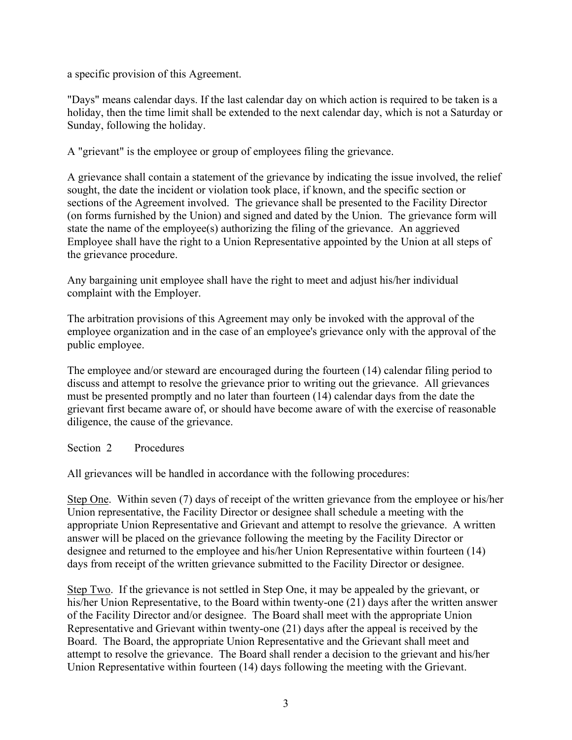a specific provision of this Agreement.

"Days" means calendar days. If the last calendar day on which action is required to be taken is a holiday, then the time limit shall be extended to the next calendar day, which is not a Saturday or Sunday, following the holiday.

A "grievant" is the employee or group of employees filing the grievance.

A grievance shall contain a statement of the grievance by indicating the issue involved, the relief sought, the date the incident or violation took place, if known, and the specific section or sections of the Agreement involved. The grievance shall be presented to the Facility Director (on forms furnished by the Union) and signed and dated by the Union. The grievance form will state the name of the employee(s) authorizing the filing of the grievance. An aggrieved Employee shall have the right to a Union Representative appointed by the Union at all steps of the grievance procedure.

Any bargaining unit employee shall have the right to meet and adjust his/her individual complaint with the Employer.

The arbitration provisions of this Agreement may only be invoked with the approval of the employee organization and in the case of an employee's grievance only with the approval of the public employee.

The employee and/or steward are encouraged during the fourteen (14) calendar filing period to discuss and attempt to resolve the grievance prior to writing out the grievance. All grievances must be presented promptly and no later than fourteen (14) calendar days from the date the grievant first became aware of, or should have become aware of with the exercise of reasonable diligence, the cause of the grievance.

Section 2 Procedures

All grievances will be handled in accordance with the following procedures:

Step One. Within seven (7) days of receipt of the written grievance from the employee or his/her Union representative, the Facility Director or designee shall schedule a meeting with the appropriate Union Representative and Grievant and attempt to resolve the grievance. A written answer will be placed on the grievance following the meeting by the Facility Director or designee and returned to the employee and his/her Union Representative within fourteen (14) days from receipt of the written grievance submitted to the Facility Director or designee.

Step Two. If the grievance is not settled in Step One, it may be appealed by the grievant, or his/her Union Representative, to the Board within twenty-one (21) days after the written answer of the Facility Director and/or designee. The Board shall meet with the appropriate Union Representative and Grievant within twenty-one (21) days after the appeal is received by the Board. The Board, the appropriate Union Representative and the Grievant shall meet and attempt to resolve the grievance. The Board shall render a decision to the grievant and his/her Union Representative within fourteen (14) days following the meeting with the Grievant.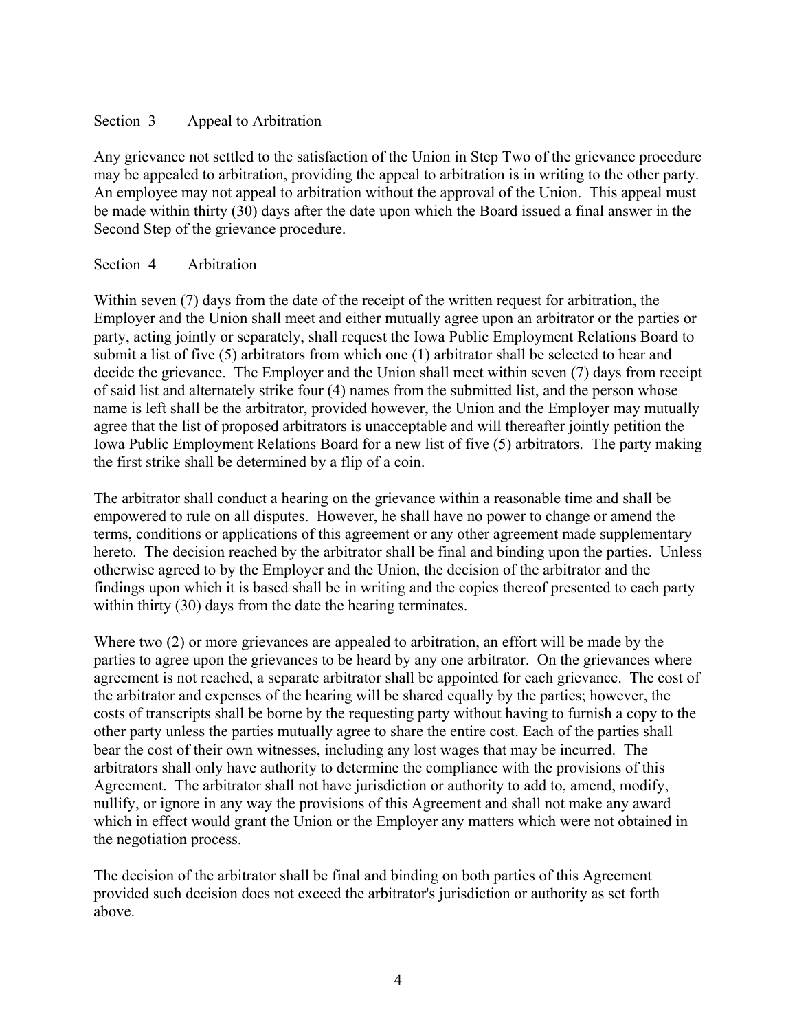Section 3 Appeal to Arbitration

Any grievance not settled to the satisfaction of the Union in Step Two of the grievance procedure may be appealed to arbitration, providing the appeal to arbitration is in writing to the other party. An employee may not appeal to arbitration without the approval of the Union. This appeal must be made within thirty (30) days after the date upon which the Board issued a final answer in the Second Step of the grievance procedure.

Section 4 Arbitration

Within seven (7) days from the date of the receipt of the written request for arbitration, the Employer and the Union shall meet and either mutually agree upon an arbitrator or the parties or party, acting jointly or separately, shall request the Iowa Public Employment Relations Board to submit a list of five (5) arbitrators from which one (1) arbitrator shall be selected to hear and decide the grievance. The Employer and the Union shall meet within seven (7) days from receipt of said list and alternately strike four (4) names from the submitted list, and the person whose name is left shall be the arbitrator, provided however, the Union and the Employer may mutually agree that the list of proposed arbitrators is unacceptable and will thereafter jointly petition the Iowa Public Employment Relations Board for a new list of five (5) arbitrators. The party making the first strike shall be determined by a flip of a coin.

The arbitrator shall conduct a hearing on the grievance within a reasonable time and shall be empowered to rule on all disputes. However, he shall have no power to change or amend the terms, conditions or applications of this agreement or any other agreement made supplementary hereto. The decision reached by the arbitrator shall be final and binding upon the parties. Unless otherwise agreed to by the Employer and the Union, the decision of the arbitrator and the findings upon which it is based shall be in writing and the copies thereof presented to each party within thirty (30) days from the date the hearing terminates.

Where two (2) or more grievances are appealed to arbitration, an effort will be made by the parties to agree upon the grievances to be heard by any one arbitrator. On the grievances where agreement is not reached, a separate arbitrator shall be appointed for each grievance. The cost of the arbitrator and expenses of the hearing will be shared equally by the parties; however, the costs of transcripts shall be borne by the requesting party without having to furnish a copy to the other party unless the parties mutually agree to share the entire cost. Each of the parties shall bear the cost of their own witnesses, including any lost wages that may be incurred. The arbitrators shall only have authority to determine the compliance with the provisions of this Agreement. The arbitrator shall not have jurisdiction or authority to add to, amend, modify, nullify, or ignore in any way the provisions of this Agreement and shall not make any award which in effect would grant the Union or the Employer any matters which were not obtained in the negotiation process.

The decision of the arbitrator shall be final and binding on both parties of this Agreement provided such decision does not exceed the arbitrator's jurisdiction or authority as set forth above.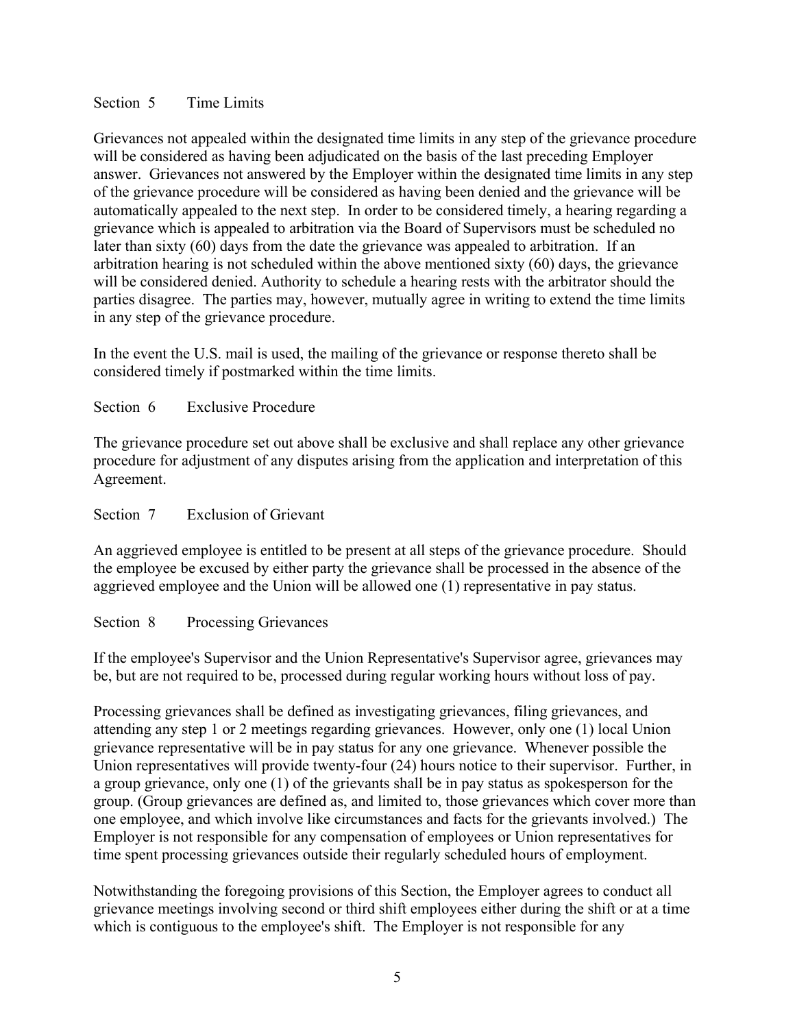### Section 5 Time Limits

Grievances not appealed within the designated time limits in any step of the grievance procedure will be considered as having been adjudicated on the basis of the last preceding Employer answer. Grievances not answered by the Employer within the designated time limits in any step of the grievance procedure will be considered as having been denied and the grievance will be automatically appealed to the next step. In order to be considered timely, a hearing regarding a grievance which is appealed to arbitration via the Board of Supervisors must be scheduled no later than sixty (60) days from the date the grievance was appealed to arbitration. If an arbitration hearing is not scheduled within the above mentioned sixty (60) days, the grievance will be considered denied. Authority to schedule a hearing rests with the arbitrator should the parties disagree. The parties may, however, mutually agree in writing to extend the time limits in any step of the grievance procedure.

In the event the U.S. mail is used, the mailing of the grievance or response thereto shall be considered timely if postmarked within the time limits.

### Section 6 Exclusive Procedure

The grievance procedure set out above shall be exclusive and shall replace any other grievance procedure for adjustment of any disputes arising from the application and interpretation of this Agreement.

### Section 7 Exclusion of Grievant

An aggrieved employee is entitled to be present at all steps of the grievance procedure. Should the employee be excused by either party the grievance shall be processed in the absence of the aggrieved employee and the Union will be allowed one (1) representative in pay status.

### Section 8 Processing Grievances

If the employee's Supervisor and the Union Representative's Supervisor agree, grievances may be, but are not required to be, processed during regular working hours without loss of pay.

Processing grievances shall be defined as investigating grievances, filing grievances, and attending any step 1 or 2 meetings regarding grievances. However, only one (1) local Union grievance representative will be in pay status for any one grievance. Whenever possible the Union representatives will provide twenty-four (24) hours notice to their supervisor. Further, in a group grievance, only one (1) of the grievants shall be in pay status as spokesperson for the group. (Group grievances are defined as, and limited to, those grievances which cover more than one employee, and which involve like circumstances and facts for the grievants involved.) The Employer is not responsible for any compensation of employees or Union representatives for time spent processing grievances outside their regularly scheduled hours of employment.

Notwithstanding the foregoing provisions of this Section, the Employer agrees to conduct all grievance meetings involving second or third shift employees either during the shift or at a time which is contiguous to the employee's shift. The Employer is not responsible for any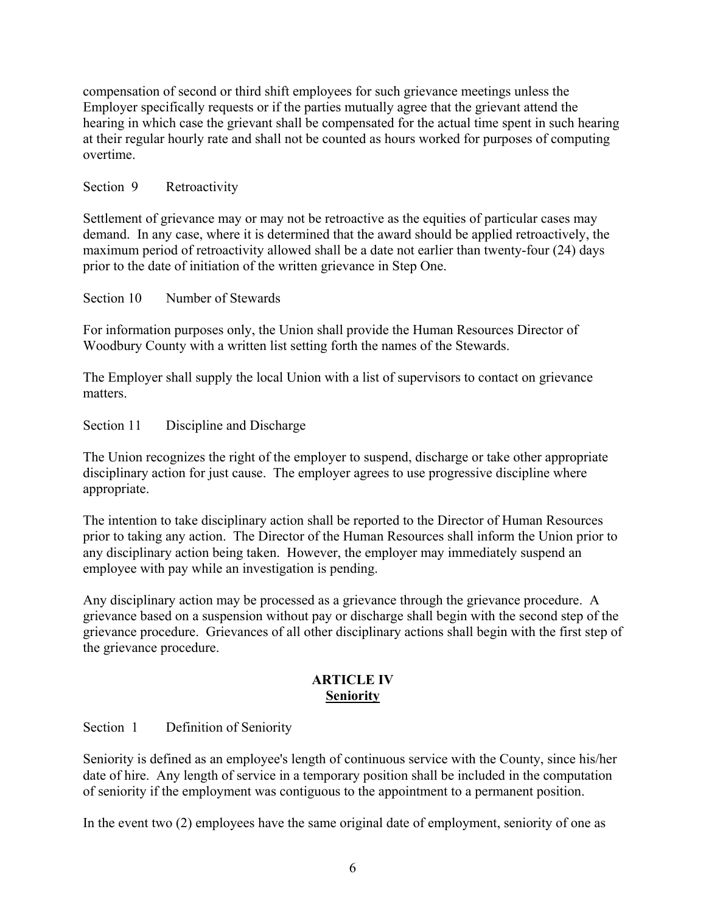compensation of second or third shift employees for such grievance meetings unless the Employer specifically requests or if the parties mutually agree that the grievant attend the hearing in which case the grievant shall be compensated for the actual time spent in such hearing at their regular hourly rate and shall not be counted as hours worked for purposes of computing overtime.

Section 9 Retroactivity

Settlement of grievance may or may not be retroactive as the equities of particular cases may demand. In any case, where it is determined that the award should be applied retroactively, the maximum period of retroactivity allowed shall be a date not earlier than twenty-four (24) days prior to the date of initiation of the written grievance in Step One.

Section 10 Number of Stewards

For information purposes only, the Union shall provide the Human Resources Director of Woodbury County with a written list setting forth the names of the Stewards.

The Employer shall supply the local Union with a list of supervisors to contact on grievance matters.

Section 11 Discipline and Discharge

The Union recognizes the right of the employer to suspend, discharge or take other appropriate disciplinary action for just cause. The employer agrees to use progressive discipline where appropriate.

The intention to take disciplinary action shall be reported to the Director of Human Resources prior to taking any action. The Director of the Human Resources shall inform the Union prior to any disciplinary action being taken. However, the employer may immediately suspend an employee with pay while an investigation is pending.

Any disciplinary action may be processed as a grievance through the grievance procedure. A grievance based on a suspension without pay or discharge shall begin with the second step of the grievance procedure. Grievances of all other disciplinary actions shall begin with the first step of the grievance procedure.

## ARTICLE IV
## Seniority

Section 1 Definition of Seniority

Seniority is defined as an employee's length of continuous service with the County, since his/her date of hire. Any length of service in a temporary position shall be included in the computation of seniority if the employment was contiguous to the appointment to a permanent position.

In the event two (2) employees have the same original date of employment, seniority of one as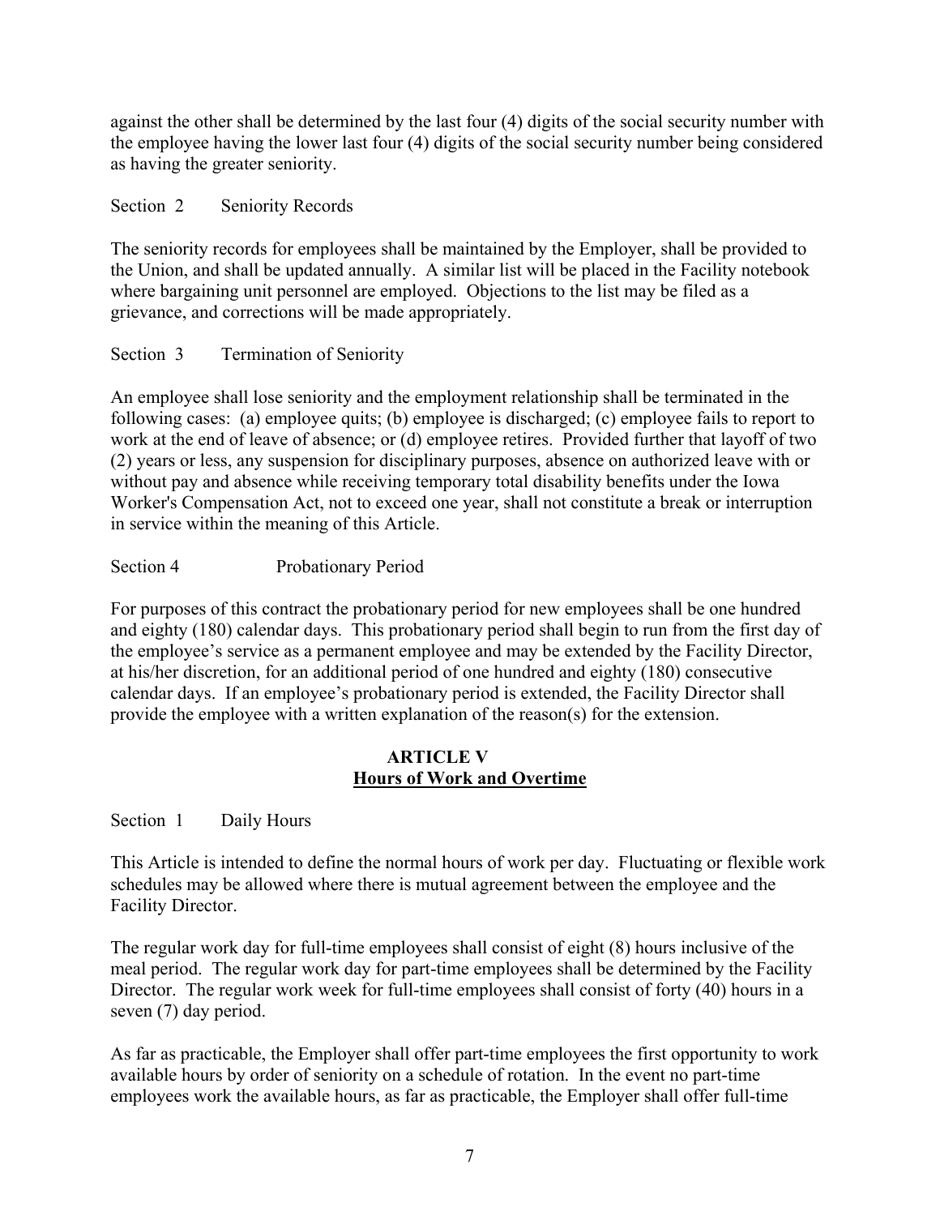against the other shall be determined by the last four (4) digits of the social security number with the employee having the lower last four (4) digits of the social security number being considered as having the greater seniority.

Section 2 Seniority Records

The seniority records for employees shall be maintained by the Employer, shall be provided to the Union, and shall be updated annually. A similar list will be placed in the Facility notebook where bargaining unit personnel are employed. Objections to the list may be filed as a grievance, and corrections will be made appropriately.

Section 3 Termination of Seniority

An employee shall lose seniority and the employment relationship shall be terminated in the following cases: (a) employee quits; (b) employee is discharged; (c) employee fails to report to work at the end of leave of absence; or (d) employee retires. Provided further that layoff of two (2) years or less, any suspension for disciplinary purposes, absence on authorized leave with or without pay and absence while receiving temporary total disability benefits under the Iowa Worker's Compensation Act, not to exceed one year, shall not constitute a break or interruption in service within the meaning of this Article.

Section 4 Probationary Period

For purposes of this contract the probationary period for new employees shall be one hundred and eighty (180) calendar days. This probationary period shall begin to run from the first day of the employee's service as a permanent employee and may be extended by the Facility Director, at his/her discretion, for an additional period of one hundred and eighty (180) consecutive calendar days. If an employee's probationary period is extended, the Facility Director shall provide the employee with a written explanation of the reason(s) for the extension.

## ARTICLE V
## Hours of Work and Overtime

Section 1 Daily Hours

This Article is intended to define the normal hours of work per day. Fluctuating or flexible work schedules may be allowed where there is mutual agreement between the employee and the Facility Director.

The regular work day for full-time employees shall consist of eight (8) hours inclusive of the meal period. The regular work day for part-time employees shall be determined by the Facility Director. The regular work week for full-time employees shall consist of forty (40) hours in a seven (7) day period.

As far as practicable, the Employer shall offer part-time employees the first opportunity to work available hours by order of seniority on a schedule of rotation. In the event no part-time employees work the available hours, as far as practicable, the Employer shall offer full-time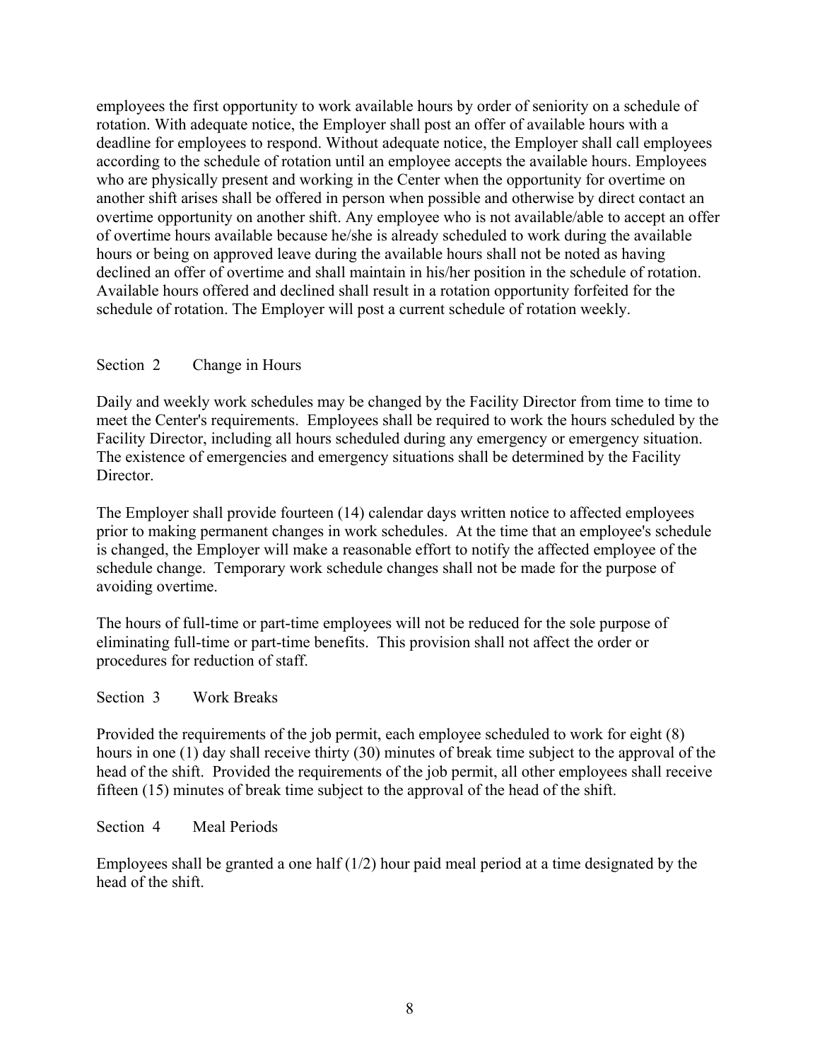employees the first opportunity to work available hours by order of seniority on a schedule of rotation. With adequate notice, the Employer shall post an offer of available hours with a deadline for employees to respond. Without adequate notice, the Employer shall call employees according to the schedule of rotation until an employee accepts the available hours. Employees who are physically present and working in the Center when the opportunity for overtime on another shift arises shall be offered in person when possible and otherwise by direct contact an overtime opportunity on another shift. Any employee who is not available/able to accept an offer of overtime hours available because he/she is already scheduled to work during the available hours or being on approved leave during the available hours shall not be noted as having declined an offer of overtime and shall maintain in his/her position in the schedule of rotation. Available hours offered and declined shall result in a rotation opportunity forfeited for the schedule of rotation. The Employer will post a current schedule of rotation weekly.

### Section 2 Change in Hours

Daily and weekly work schedules may be changed by the Facility Director from time to time to meet the Center's requirements. Employees shall be required to work the hours scheduled by the Facility Director, including all hours scheduled during any emergency or emergency situation. The existence of emergencies and emergency situations shall be determined by the Facility Director.

The Employer shall provide fourteen (14) calendar days written notice to affected employees prior to making permanent changes in work schedules. At the time that an employee's schedule is changed, the Employer will make a reasonable effort to notify the affected employee of the schedule change. Temporary work schedule changes shall not be made for the purpose of avoiding overtime.

The hours of full-time or part-time employees will not be reduced for the sole purpose of eliminating full-time or part-time benefits. This provision shall not affect the order or procedures for reduction of staff.

### Section 3 Work Breaks

Provided the requirements of the job permit, each employee scheduled to work for eight (8) hours in one (1) day shall receive thirty (30) minutes of break time subject to the approval of the head of the shift. Provided the requirements of the job permit, all other employees shall receive fifteen (15) minutes of break time subject to the approval of the head of the shift.

### Section 4 Meal Periods

Employees shall be granted a one half (1/2) hour paid meal period at a time designated by the head of the shift.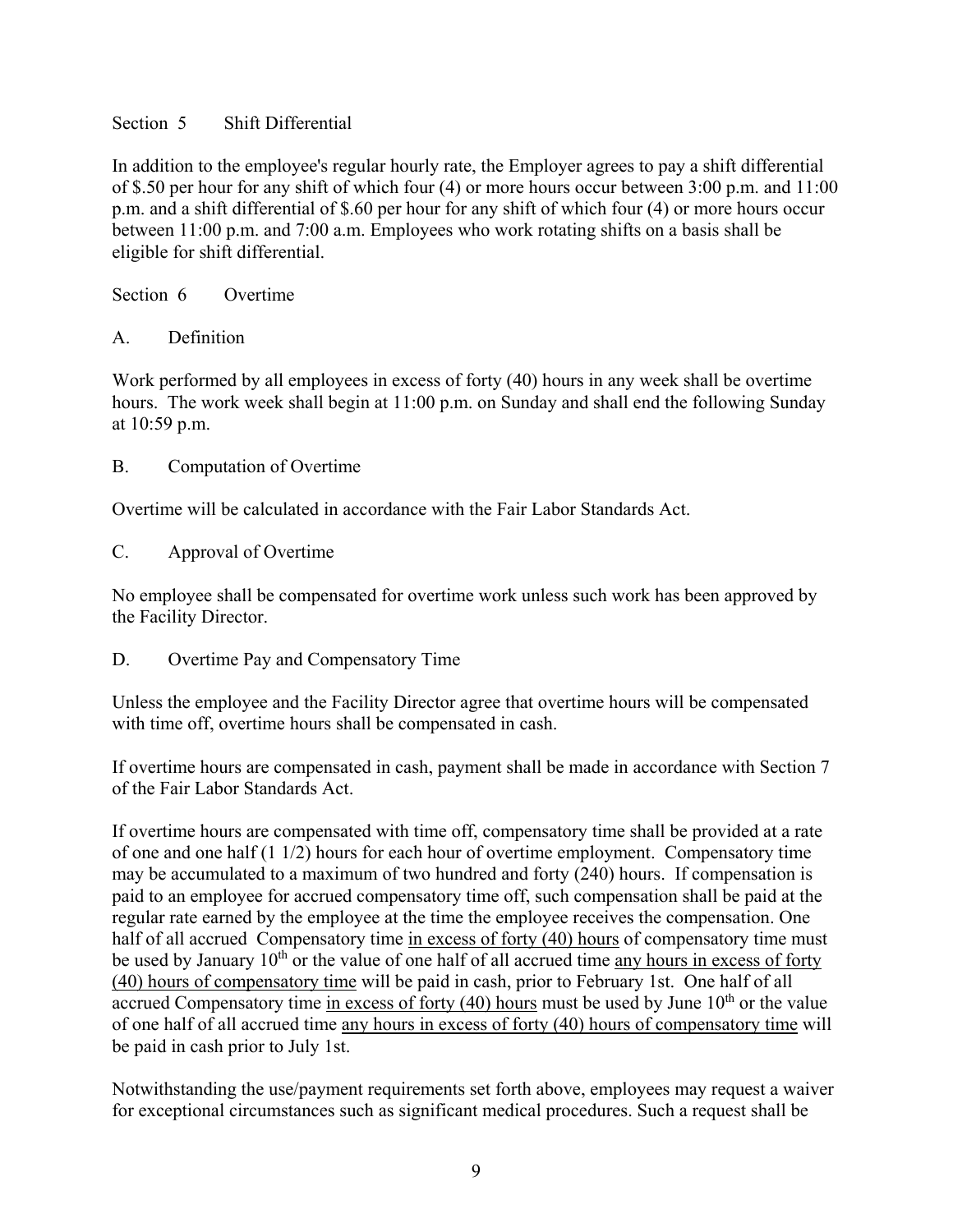Section 5 Shift Differential

In addition to the employee's regular hourly rate, the Employer agrees to pay a shift differential of $.50 per hour for any shift of which four (4) or more hours occur between 3:00 p.m. and 11:00 p.m. and a shift differential of $.60 per hour for any shift of which four (4) or more hours occur between 11:00 p.m. and 7:00 a.m. Employees who work rotating shifts on a basis shall be eligible for shift differential.

Section 6 Overtime

A. Definition

Work performed by all employees in excess of forty (40) hours in any week shall be overtime hours. The work week shall begin at 11:00 p.m. on Sunday and shall end the following Sunday at 10:59 p.m.

B. Computation of Overtime

Overtime will be calculated in accordance with the Fair Labor Standards Act.

C. Approval of Overtime

No employee shall be compensated for overtime work unless such work has been approved by the Facility Director.

D. Overtime Pay and Compensatory Time

Unless the employee and the Facility Director agree that overtime hours will be compensated with time off, overtime hours shall be compensated in cash.

If overtime hours are compensated in cash, payment shall be made in accordance with Section 7 of the Fair Labor Standards Act.

If overtime hours are compensated with time off, compensatory time shall be provided at a rate of one and one half (1 1/2) hours for each hour of overtime employment. Compensatory time may be accumulated to a maximum of two hundred and forty (240) hours. If compensation is paid to an employee for accrued compensatory time off, such compensation shall be paid at the regular rate earned by the employee at the time the employee receives the compensation. One half of all accrued Compensatory time <u>in excess of forty (40) hours</u> of compensatory time must be used by January 10th or the value of one half of all accrued time <u>any hours in excess of forty (40) hours of compensatory time</u> will be paid in cash, prior to February 1st. One half of all accrued Compensatory time <u>in excess of forty (40) hours</u> must be used by June 10th or the value of one half of all accrued time <u>any hours in excess of forty (40) hours of compensatory time</u> will be paid in cash prior to July 1st.

Notwithstanding the use/payment requirements set forth above, employees may request a waiver for exceptional circumstances such as significant medical procedures. Such a request shall be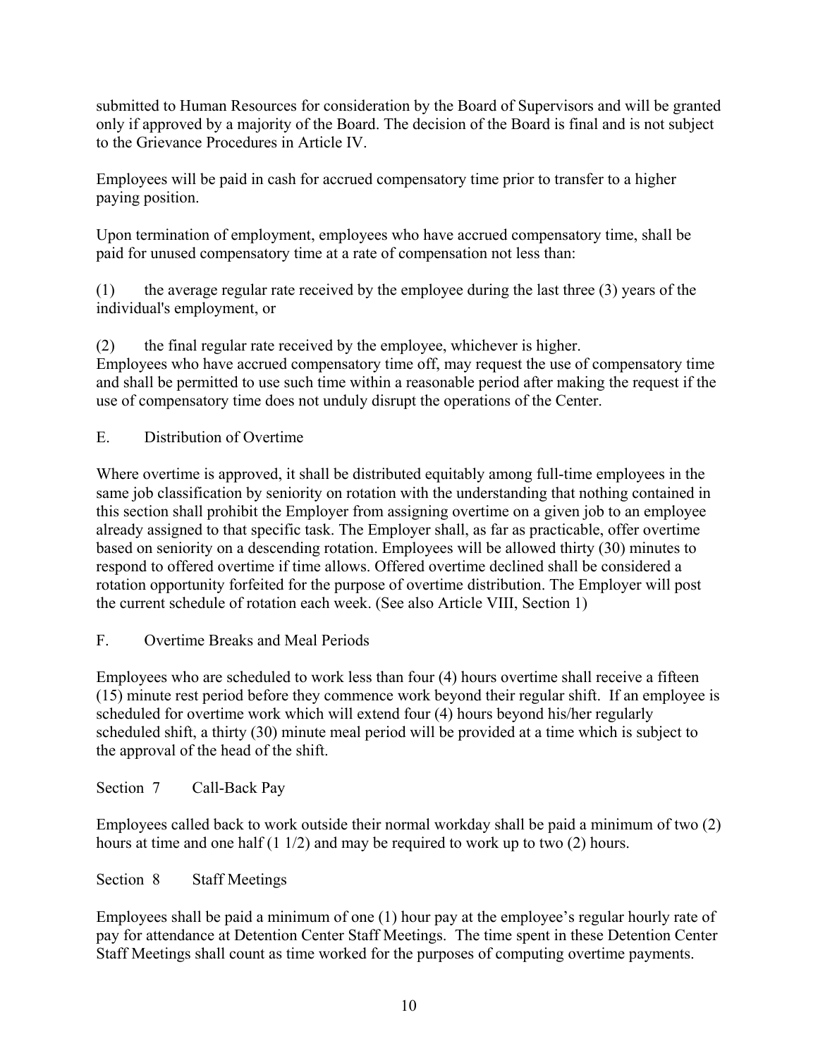submitted to Human Resources for consideration by the Board of Supervisors and will be granted only if approved by a majority of the Board. The decision of the Board is final and is not subject to the Grievance Procedures in Article IV.

Employees will be paid in cash for accrued compensatory time prior to transfer to a higher paying position.

Upon termination of employment, employees who have accrued compensatory time, shall be paid for unused compensatory time at a rate of compensation not less than:

(1) the average regular rate received by the employee during the last three (3) years of the individual's employment, or

(2) the final regular rate received by the employee, whichever is higher.
Employees who have accrued compensatory time off, may request the use of compensatory time and shall be permitted to use such time within a reasonable period after making the request if the use of compensatory time does not unduly disrupt the operations of the Center.

E. Distribution of Overtime

Where overtime is approved, it shall be distributed equitably among full-time employees in the same job classification by seniority on rotation with the understanding that nothing contained in this section shall prohibit the Employer from assigning overtime on a given job to an employee already assigned to that specific task. The Employer shall, as far as practicable, offer overtime based on seniority on a descending rotation. Employees will be allowed thirty (30) minutes to respond to offered overtime if time allows. Offered overtime declined shall be considered a rotation opportunity forfeited for the purpose of overtime distribution. The Employer will post the current schedule of rotation each week. (See also Article VIII, Section 1)

F. Overtime Breaks and Meal Periods

Employees who are scheduled to work less than four (4) hours overtime shall receive a fifteen (15) minute rest period before they commence work beyond their regular shift. If an employee is scheduled for overtime work which will extend four (4) hours beyond his/her regularly scheduled shift, a thirty (30) minute meal period will be provided at a time which is subject to the approval of the head of the shift.

Section 7 Call-Back Pay

Employees called back to work outside their normal workday shall be paid a minimum of two (2) hours at time and one half (1 1/2) and may be required to work up to two (2) hours.

Section 8 Staff Meetings

Employees shall be paid a minimum of one (1) hour pay at the employee's regular hourly rate of pay for attendance at Detention Center Staff Meetings. The time spent in these Detention Center Staff Meetings shall count as time worked for the purposes of computing overtime payments.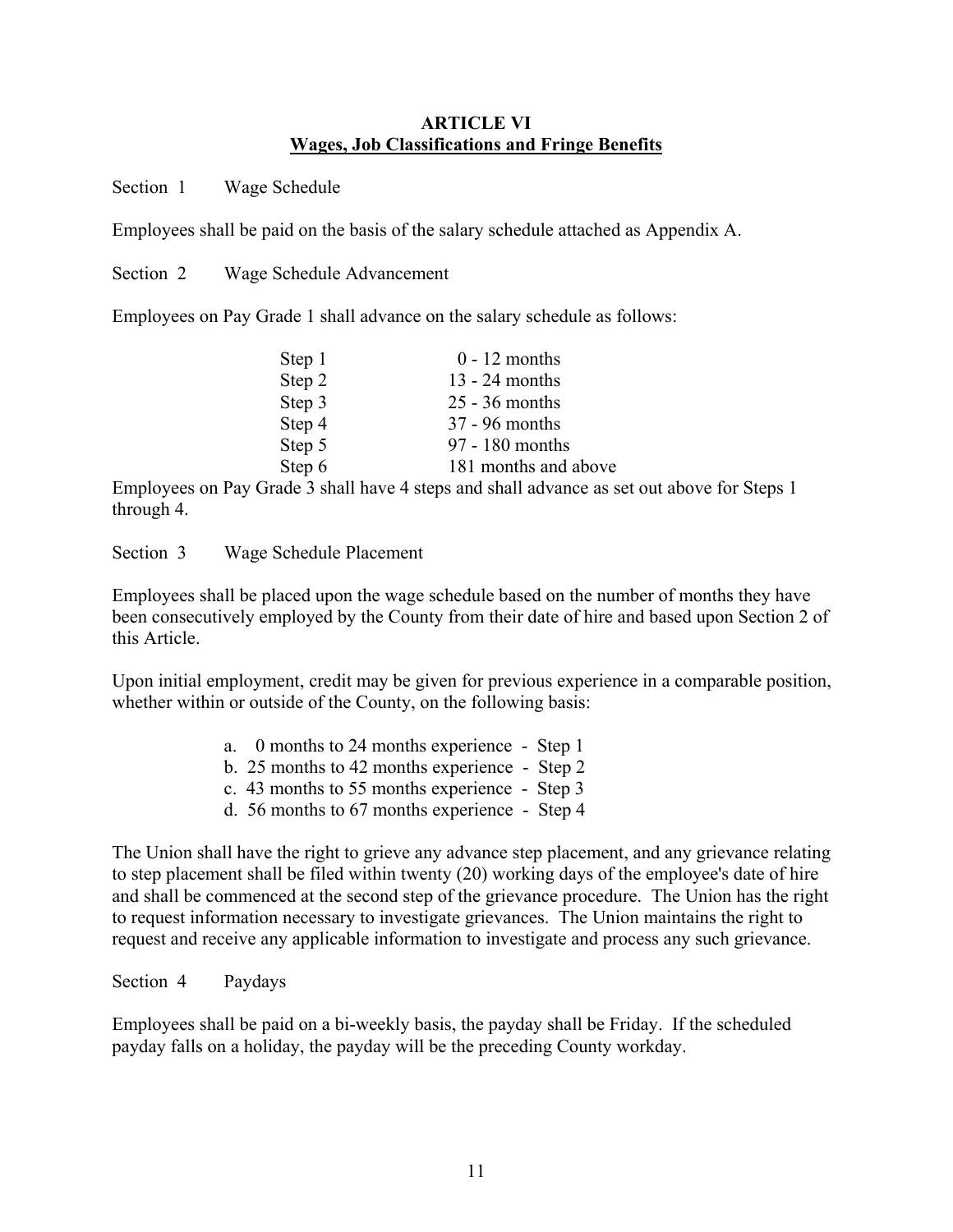## ARTICLE VI
## Wages, Job Classifications and Fringe Benefits

Section 1 Wage Schedule

Employees shall be paid on the basis of the salary schedule attached as Appendix A.

Section 2 Wage Schedule Advancement

Employees on Pay Grade 1 shall advance on the salary schedule as follows:

| | |
|---|---|
| Step 1 | 0 - 12 months |
| Step 2 | 13 - 24 months |
| Step 3 | 25 - 36 months |
| Step 4 | 37 - 96 months |
| Step 5 | 97 - 180 months |
| Step 6 | 181 months and above |

Employees on Pay Grade 3 shall have 4 steps and shall advance as set out above for Steps 1 through 4.

Section 3 Wage Schedule Placement

Employees shall be placed upon the wage schedule based on the number of months they have been consecutively employed by the County from their date of hire and based upon Section 2 of this Article.

Upon initial employment, credit may be given for previous experience in a comparable position, whether within or outside of the County, on the following basis:

a. 0 months to 24 months experience - Step 1
b. 25 months to 42 months experience - Step 2
c. 43 months to 55 months experience - Step 3
d. 56 months to 67 months experience - Step 4

The Union shall have the right to grieve any advance step placement, and any grievance relating to step placement shall be filed within twenty (20) working days of the employee's date of hire and shall be commenced at the second step of the grievance procedure. The Union has the right to request information necessary to investigate grievances. The Union maintains the right to request and receive any applicable information to investigate and process any such grievance.

Section 4 Paydays

Employees shall be paid on a bi-weekly basis, the payday shall be Friday. If the scheduled payday falls on a holiday, the payday will be the preceding County workday.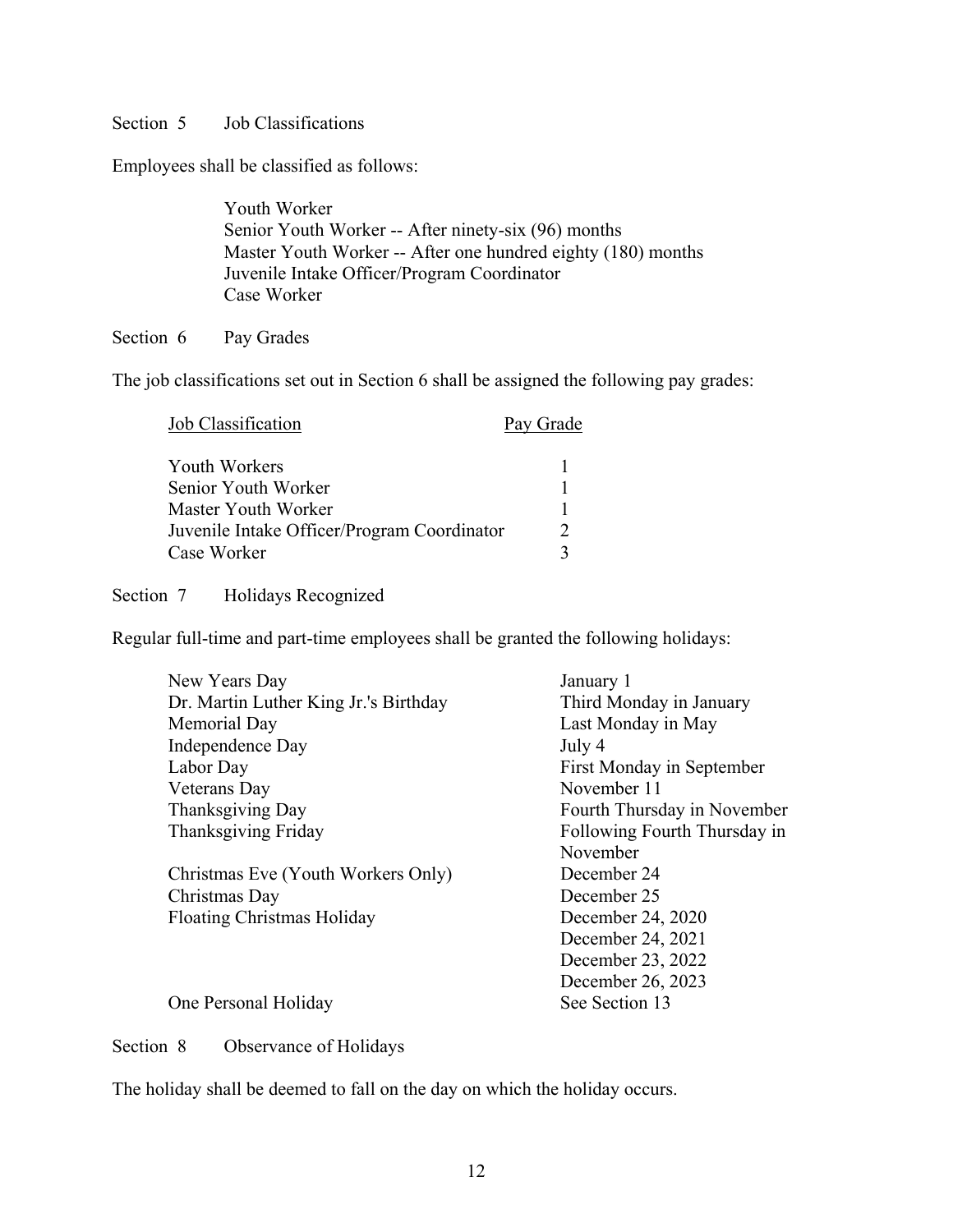Section 5 Job Classifications

Employees shall be classified as follows:

Youth Worker
Senior Youth Worker -- After ninety-six (96) months
Master Youth Worker -- After one hundred eighty (180) months
Juvenile Intake Officer/Program Coordinator
Case Worker

Section 6 Pay Grades

The job classifications set out in Section 6 shall be assigned the following pay grades:

| Job Classification | Pay Grade |
|---|---|
| Youth Workers | 1 |
| Senior Youth Worker | 1 |
| Master Youth Worker | 1 |
| Juvenile Intake Officer/Program Coordinator | 2 |
| Case Worker | 3 |

Section 7 Holidays Recognized

Regular full-time and part-time employees shall be granted the following holidays:

| | |
|---|---|
| New Years Day | January 1 |
| Dr. Martin Luther King Jr.'s Birthday | Third Monday in January |
| Memorial Day | Last Monday in May |
| Independence Day | July 4 |
| Labor Day | First Monday in September |
| Veterans Day | November 11 |
| Thanksgiving Day | Fourth Thursday in November |
| Thanksgiving Friday | Following Fourth Thursday in November |
| Christmas Eve (Youth Workers Only) | December 24 |
| Christmas Day | December 25 |
| Floating Christmas Holiday | December 24, 2020<br>December 24, 2021<br>December 23, 2022<br>December 26, 2023 |
| One Personal Holiday | See Section 13 |

Section 8 Observance of Holidays

The holiday shall be deemed to fall on the day on which the holiday occurs.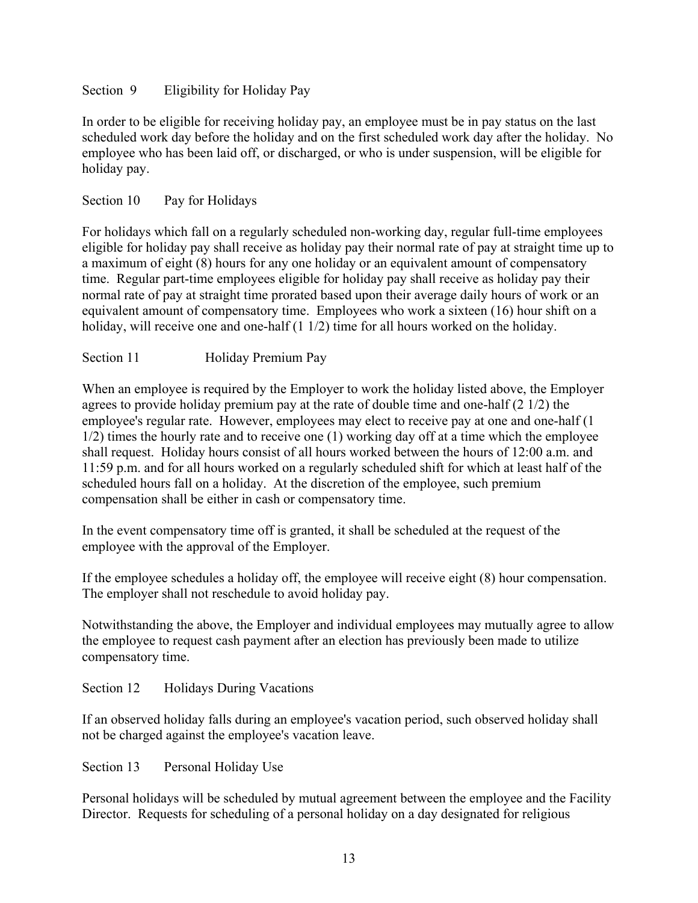Section 9 Eligibility for Holiday Pay

In order to be eligible for receiving holiday pay, an employee must be in pay status on the last scheduled work day before the holiday and on the first scheduled work day after the holiday. No employee who has been laid off, or discharged, or who is under suspension, will be eligible for holiday pay.

Section 10 Pay for Holidays

For holidays which fall on a regularly scheduled non-working day, regular full-time employees eligible for holiday pay shall receive as holiday pay their normal rate of pay at straight time up to a maximum of eight (8) hours for any one holiday or an equivalent amount of compensatory time. Regular part-time employees eligible for holiday pay shall receive as holiday pay their normal rate of pay at straight time prorated based upon their average daily hours of work or an equivalent amount of compensatory time. Employees who work a sixteen (16) hour shift on a holiday, will receive one and one-half (1 1/2) time for all hours worked on the holiday.

Section 11 Holiday Premium Pay

When an employee is required by the Employer to work the holiday listed above, the Employer agrees to provide holiday premium pay at the rate of double time and one-half (2 1/2) the employee's regular rate. However, employees may elect to receive pay at one and one-half (1 1/2) times the hourly rate and to receive one (1) working day off at a time which the employee shall request. Holiday hours consist of all hours worked between the hours of 12:00 a.m. and 11:59 p.m. and for all hours worked on a regularly scheduled shift for which at least half of the scheduled hours fall on a holiday. At the discretion of the employee, such premium compensation shall be either in cash or compensatory time.

In the event compensatory time off is granted, it shall be scheduled at the request of the employee with the approval of the Employer.

If the employee schedules a holiday off, the employee will receive eight (8) hour compensation. The employer shall not reschedule to avoid holiday pay.

Notwithstanding the above, the Employer and individual employees may mutually agree to allow the employee to request cash payment after an election has previously been made to utilize compensatory time.

Section 12 Holidays During Vacations

If an observed holiday falls during an employee's vacation period, such observed holiday shall not be charged against the employee's vacation leave.

Section 13 Personal Holiday Use

Personal holidays will be scheduled by mutual agreement between the employee and the Facility Director. Requests for scheduling of a personal holiday on a day designated for religious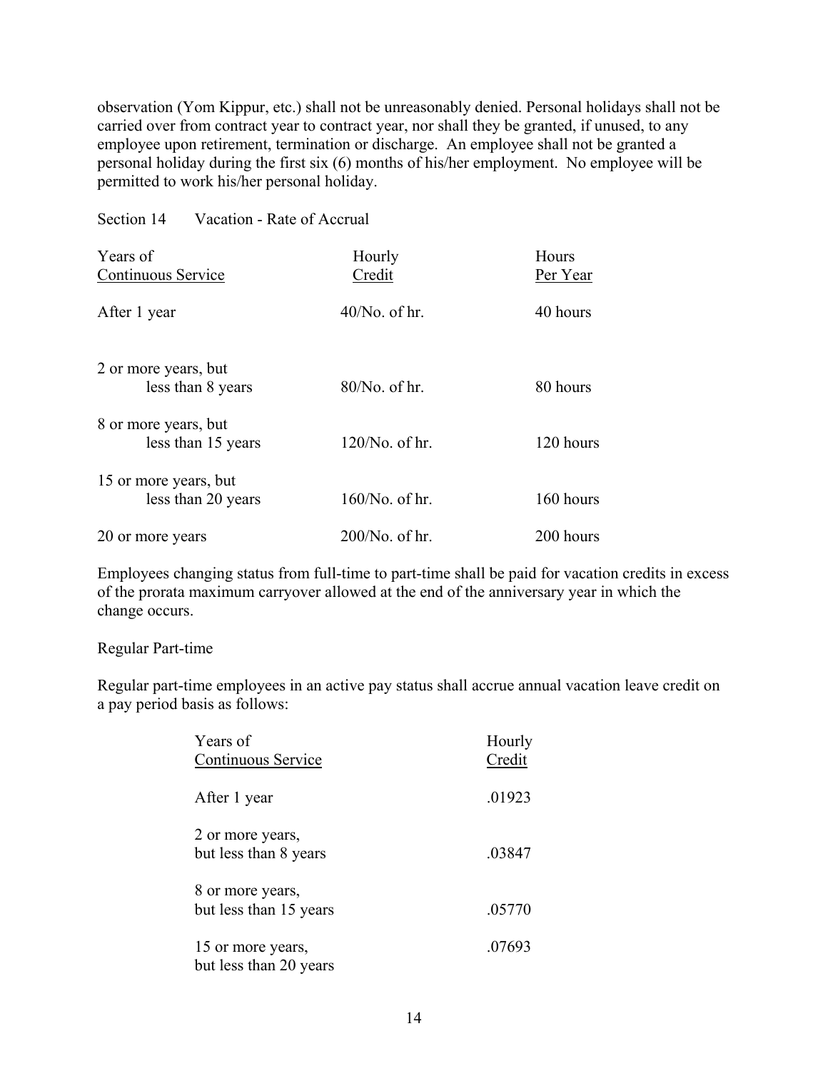observation (Yom Kippur, etc.) shall not be unreasonably denied. Personal holidays shall not be carried over from contract year to contract year, nor shall they be granted, if unused, to any employee upon retirement, termination or discharge. An employee shall not be granted a personal holiday during the first six (6) months of his/her employment. No employee will be permitted to work his/her personal holiday.

Section 14 Vacation - Rate of Accrual

| Years of Continuous Service | Hourly Credit | Hours Per Year |
|---|---|---|
| After 1 year | 40/No. of hr. | 40 hours |
| 2 or more years, but less than 8 years | 80/No. of hr. | 80 hours |
| 8 or more years, but less than 15 years | 120/No. of hr. | 120 hours |
| 15 or more years, but less than 20 years | 160/No. of hr. | 160 hours |
| 20 or more years | 200/No. of hr. | 200 hours |

Employees changing status from full-time to part-time shall be paid for vacation credits in excess of the prorata maximum carryover allowed at the end of the anniversary year in which the change occurs.

Regular Part-time

Regular part-time employees in an active pay status shall accrue annual vacation leave credit on a pay period basis as follows:

| Years of Continuous Service | Hourly Credit |
|---|---|
| After 1 year | .01923 |
| 2 or more years, but less than 8 years | .03847 |
| 8 or more years, but less than 15 years | .05770 |
| 15 or more years, but less than 20 years | .07693 |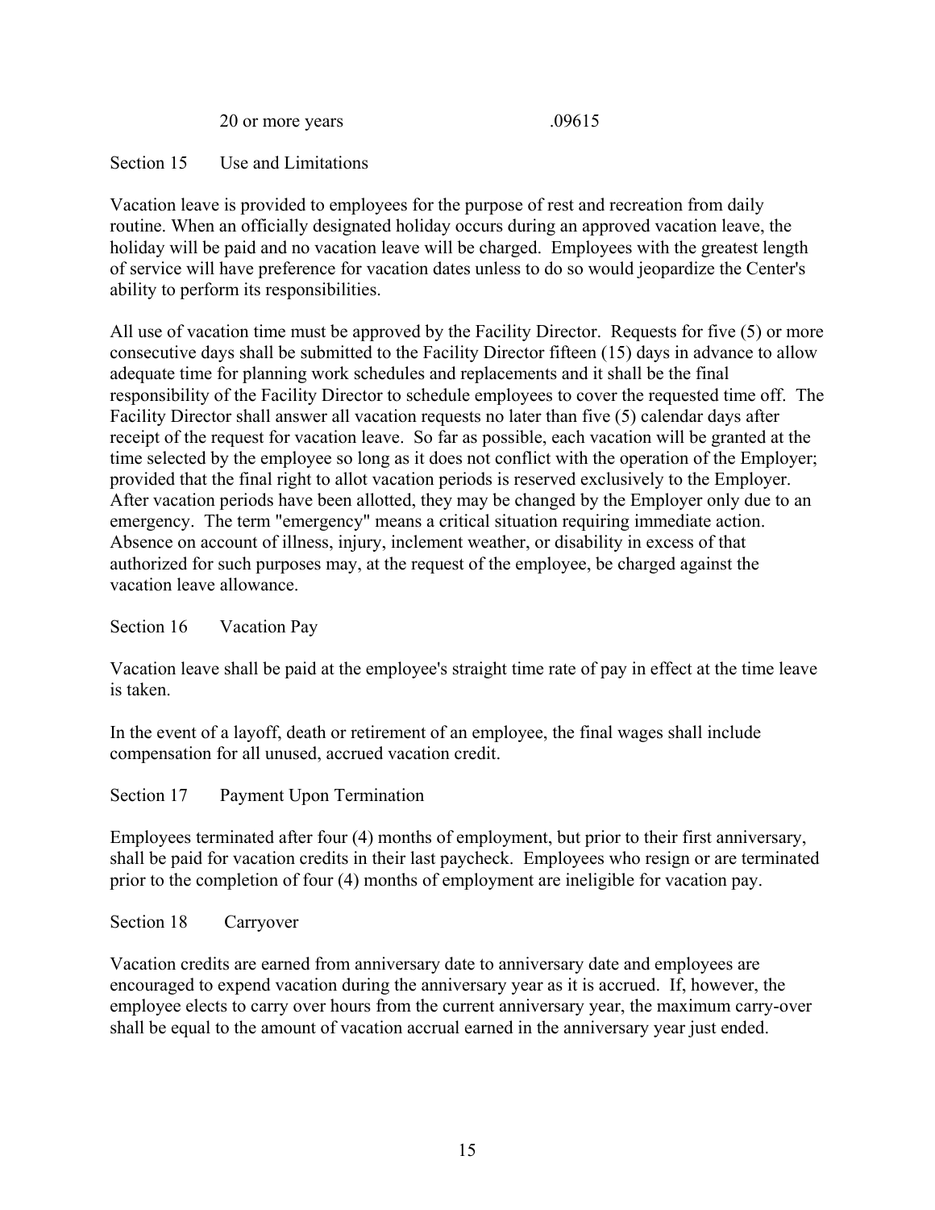| 20 or more years | .09615 |
|---|---|

Section 15 Use and Limitations

Vacation leave is provided to employees for the purpose of rest and recreation from daily routine. When an officially designated holiday occurs during an approved vacation leave, the holiday will be paid and no vacation leave will be charged. Employees with the greatest length of service will have preference for vacation dates unless to do so would jeopardize the Center's ability to perform its responsibilities.

All use of vacation time must be approved by the Facility Director. Requests for five (5) or more consecutive days shall be submitted to the Facility Director fifteen (15) days in advance to allow adequate time for planning work schedules and replacements and it shall be the final responsibility of the Facility Director to schedule employees to cover the requested time off. The Facility Director shall answer all vacation requests no later than five (5) calendar days after receipt of the request for vacation leave. So far as possible, each vacation will be granted at the time selected by the employee so long as it does not conflict with the operation of the Employer; provided that the final right to allot vacation periods is reserved exclusively to the Employer. After vacation periods have been allotted, they may be changed by the Employer only due to an emergency. The term "emergency" means a critical situation requiring immediate action. Absence on account of illness, injury, inclement weather, or disability in excess of that authorized for such purposes may, at the request of the employee, be charged against the vacation leave allowance.

Section 16 Vacation Pay

Vacation leave shall be paid at the employee's straight time rate of pay in effect at the time leave is taken.

In the event of a layoff, death or retirement of an employee, the final wages shall include compensation for all unused, accrued vacation credit.

Section 17 Payment Upon Termination

Employees terminated after four (4) months of employment, but prior to their first anniversary, shall be paid for vacation credits in their last paycheck. Employees who resign or are terminated prior to the completion of four (4) months of employment are ineligible for vacation pay.

Section 18 Carryover

Vacation credits are earned from anniversary date to anniversary date and employees are encouraged to expend vacation during the anniversary year as it is accrued. If, however, the employee elects to carry over hours from the current anniversary year, the maximum carry-over shall be equal to the amount of vacation accrual earned in the anniversary year just ended.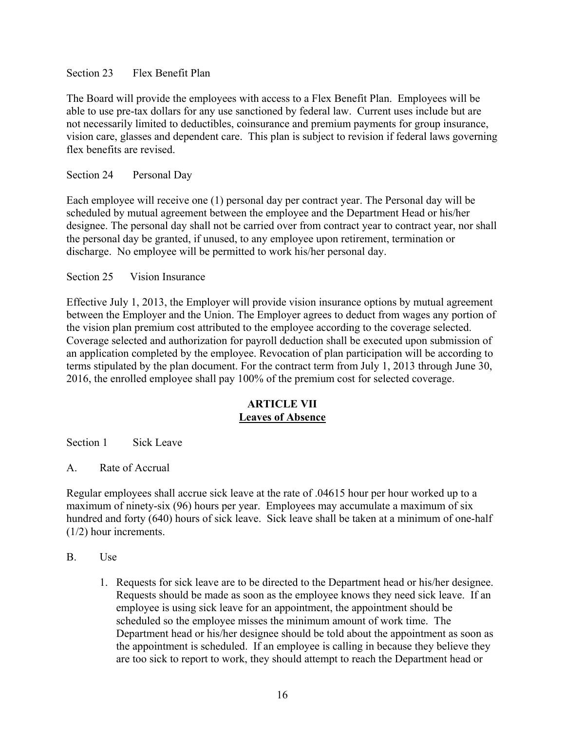Section 23 Flex Benefit Plan

The Board will provide the employees with access to a Flex Benefit Plan. Employees will be able to use pre-tax dollars for any use sanctioned by federal law. Current uses include but are not necessarily limited to deductibles, coinsurance and premium payments for group insurance, vision care, glasses and dependent care. This plan is subject to revision if federal laws governing flex benefits are revised.

Section 24 Personal Day

Each employee will receive one (1) personal day per contract year. The Personal day will be scheduled by mutual agreement between the employee and the Department Head or his/her designee. The personal day shall not be carried over from contract year to contract year, nor shall the personal day be granted, if unused, to any employee upon retirement, termination or discharge. No employee will be permitted to work his/her personal day.

Section 25 Vision Insurance

Effective July 1, 2013, the Employer will provide vision insurance options by mutual agreement between the Employer and the Union. The Employer agrees to deduct from wages any portion of the vision plan premium cost attributed to the employee according to the coverage selected. Coverage selected and authorization for payroll deduction shall be executed upon submission of an application completed by the employee. Revocation of plan participation will be according to terms stipulated by the plan document. For the contract term from July 1, 2013 through June 30, 2016, the enrolled employee shall pay 100% of the premium cost for selected coverage.

## ARTICLE VII
## Leaves of Absence

Section 1 Sick Leave

A. Rate of Accrual

Regular employees shall accrue sick leave at the rate of .04615 hour per hour worked up to a maximum of ninety-six (96) hours per year. Employees may accumulate a maximum of six hundred and forty (640) hours of sick leave. Sick leave shall be taken at a minimum of one-half (1/2) hour increments.

B. Use

1. Requests for sick leave are to be directed to the Department head or his/her designee. Requests should be made as soon as the employee knows they need sick leave. If an employee is using sick leave for an appointment, the appointment should be scheduled so the employee misses the minimum amount of work time. The Department head or his/her designee should be told about the appointment as soon as the appointment is scheduled. If an employee is calling in because they believe they are too sick to report to work, they should attempt to reach the Department head or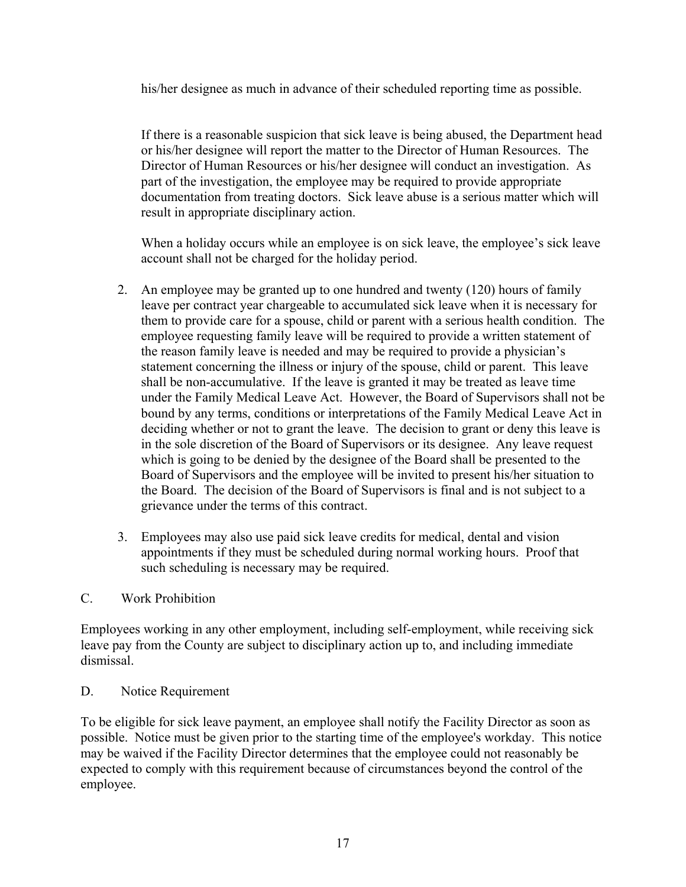his/her designee as much in advance of their scheduled reporting time as possible.

If there is a reasonable suspicion that sick leave is being abused, the Department head or his/her designee will report the matter to the Director of Human Resources. The Director of Human Resources or his/her designee will conduct an investigation. As part of the investigation, the employee may be required to provide appropriate documentation from treating doctors. Sick leave abuse is a serious matter which will result in appropriate disciplinary action.

When a holiday occurs while an employee is on sick leave, the employee's sick leave account shall not be charged for the holiday period.

2. An employee may be granted up to one hundred and twenty (120) hours of family leave per contract year chargeable to accumulated sick leave when it is necessary for them to provide care for a spouse, child or parent with a serious health condition. The employee requesting family leave will be required to provide a written statement of the reason family leave is needed and may be required to provide a physician's statement concerning the illness or injury of the spouse, child or parent. This leave shall be non-accumulative. If the leave is granted it may be treated as leave time under the Family Medical Leave Act. However, the Board of Supervisors shall not be bound by any terms, conditions or interpretations of the Family Medical Leave Act in deciding whether or not to grant the leave. The decision to grant or deny this leave is in the sole discretion of the Board of Supervisors or its designee. Any leave request which is going to be denied by the designee of the Board shall be presented to the Board of Supervisors and the employee will be invited to present his/her situation to the Board. The decision of the Board of Supervisors is final and is not subject to a grievance under the terms of this contract.

3. Employees may also use paid sick leave credits for medical, dental and vision appointments if they must be scheduled during normal working hours. Proof that such scheduling is necessary may be required.

C. Work Prohibition

Employees working in any other employment, including self-employment, while receiving sick leave pay from the County are subject to disciplinary action up to, and including immediate dismissal.

D. Notice Requirement

To be eligible for sick leave payment, an employee shall notify the Facility Director as soon as possible. Notice must be given prior to the starting time of the employee's workday. This notice may be waived if the Facility Director determines that the employee could not reasonably be expected to comply with this requirement because of circumstances beyond the control of the employee.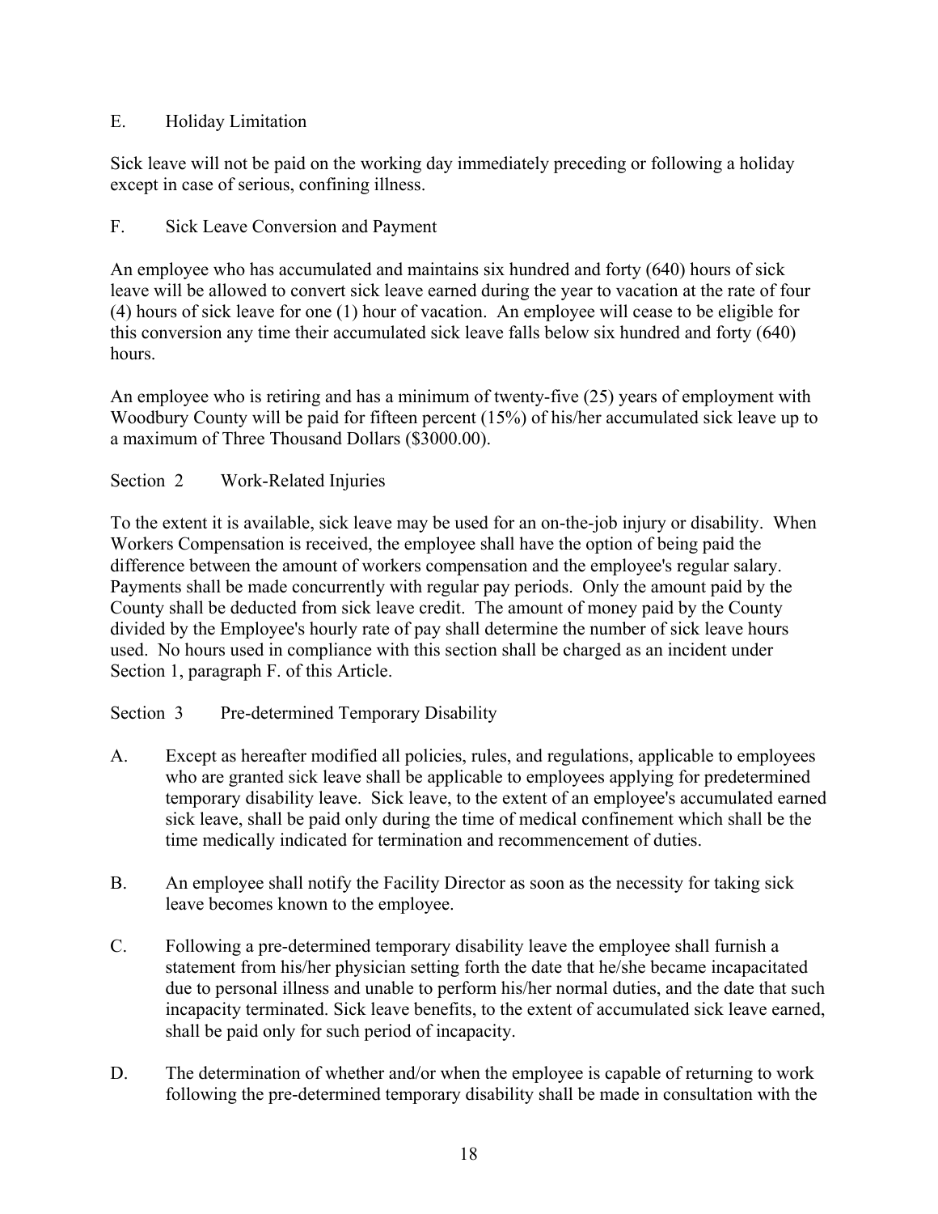E. Holiday Limitation

Sick leave will not be paid on the working day immediately preceding or following a holiday except in case of serious, confining illness.

F. Sick Leave Conversion and Payment

An employee who has accumulated and maintains six hundred and forty (640) hours of sick leave will be allowed to convert sick leave earned during the year to vacation at the rate of four (4) hours of sick leave for one (1) hour of vacation. An employee will cease to be eligible for this conversion any time their accumulated sick leave falls below six hundred and forty (640) hours.

An employee who is retiring and has a minimum of twenty-five (25) years of employment with Woodbury County will be paid for fifteen percent (15%) of his/her accumulated sick leave up to a maximum of Three Thousand Dollars ($3000.00).

Section 2 Work-Related Injuries

To the extent it is available, sick leave may be used for an on-the-job injury or disability. When Workers Compensation is received, the employee shall have the option of being paid the difference between the amount of workers compensation and the employee's regular salary. Payments shall be made concurrently with regular pay periods. Only the amount paid by the County shall be deducted from sick leave credit. The amount of money paid by the County divided by the Employee's hourly rate of pay shall determine the number of sick leave hours used. No hours used in compliance with this section shall be charged as an incident under Section 1, paragraph F. of this Article.

Section 3 Pre-determined Temporary Disability

A. Except as hereafter modified all policies, rules, and regulations, applicable to employees who are granted sick leave shall be applicable to employees applying for predetermined temporary disability leave. Sick leave, to the extent of an employee's accumulated earned sick leave, shall be paid only during the time of medical confinement which shall be the time medically indicated for termination and recommencement of duties.

B. An employee shall notify the Facility Director as soon as the necessity for taking sick leave becomes known to the employee.

C. Following a pre-determined temporary disability leave the employee shall furnish a statement from his/her physician setting forth the date that he/she became incapacitated due to personal illness and unable to perform his/her normal duties, and the date that such incapacity terminated. Sick leave benefits, to the extent of accumulated sick leave earned, shall be paid only for such period of incapacity.

D. The determination of whether and/or when the employee is capable of returning to work following the pre-determined temporary disability shall be made in consultation with the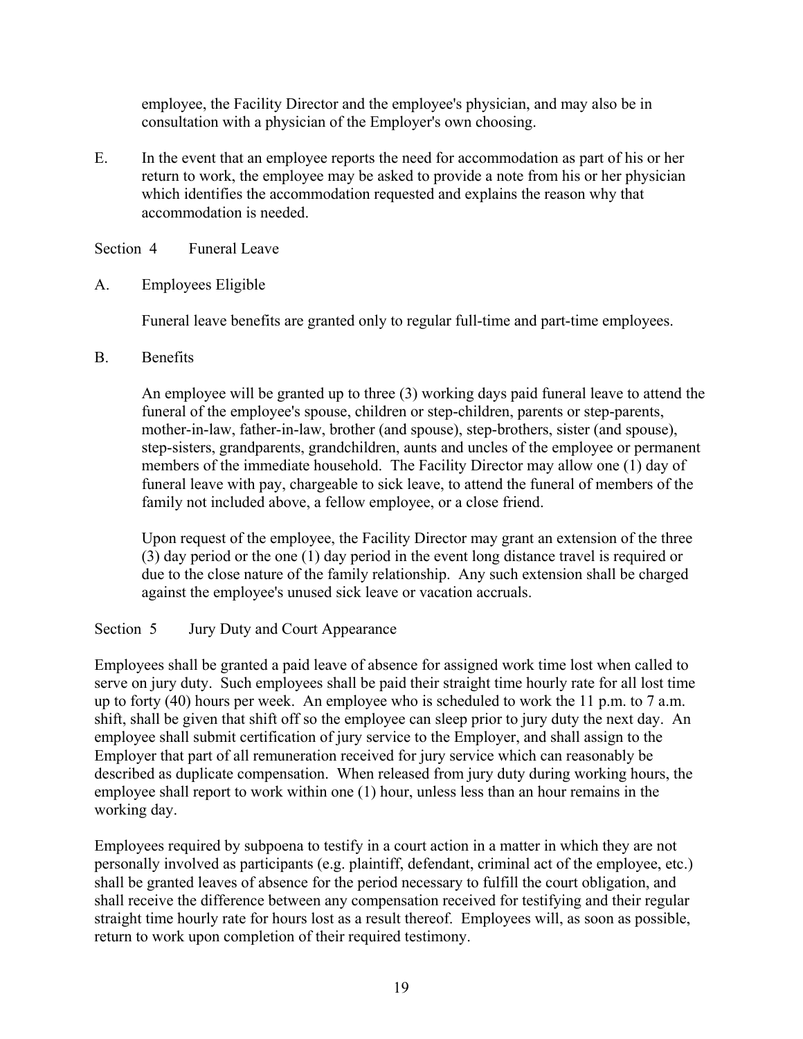employee, the Facility Director and the employee's physician, and may also be in consultation with a physician of the Employer's own choosing.

E. In the event that an employee reports the need for accommodation as part of his or her return to work, the employee may be asked to provide a note from his or her physician which identifies the accommodation requested and explains the reason why that accommodation is needed.

## Section 4 Funeral Leave

A. Employees Eligible

Funeral leave benefits are granted only to regular full-time and part-time employees.

B. Benefits

An employee will be granted up to three (3) working days paid funeral leave to attend the funeral of the employee's spouse, children or step-children, parents or step-parents, mother-in-law, father-in-law, brother (and spouse), step-brothers, sister (and spouse), step-sisters, grandparents, grandchildren, aunts and uncles of the employee or permanent members of the immediate household. The Facility Director may allow one (1) day of funeral leave with pay, chargeable to sick leave, to attend the funeral of members of the family not included above, a fellow employee, or a close friend.

Upon request of the employee, the Facility Director may grant an extension of the three (3) day period or the one (1) day period in the event long distance travel is required or due to the close nature of the family relationship. Any such extension shall be charged against the employee's unused sick leave or vacation accruals.

## Section 5 Jury Duty and Court Appearance

Employees shall be granted a paid leave of absence for assigned work time lost when called to serve on jury duty. Such employees shall be paid their straight time hourly rate for all lost time up to forty (40) hours per week. An employee who is scheduled to work the 11 p.m. to 7 a.m. shift, shall be given that shift off so the employee can sleep prior to jury duty the next day. An employee shall submit certification of jury service to the Employer, and shall assign to the Employer that part of all remuneration received for jury service which can reasonably be described as duplicate compensation. When released from jury duty during working hours, the employee shall report to work within one (1) hour, unless less than an hour remains in the working day.

Employees required by subpoena to testify in a court action in a matter in which they are not personally involved as participants (e.g. plaintiff, defendant, criminal act of the employee, etc.) shall be granted leaves of absence for the period necessary to fulfill the court obligation, and shall receive the difference between any compensation received for testifying and their regular straight time hourly rate for hours lost as a result thereof. Employees will, as soon as possible, return to work upon completion of their required testimony.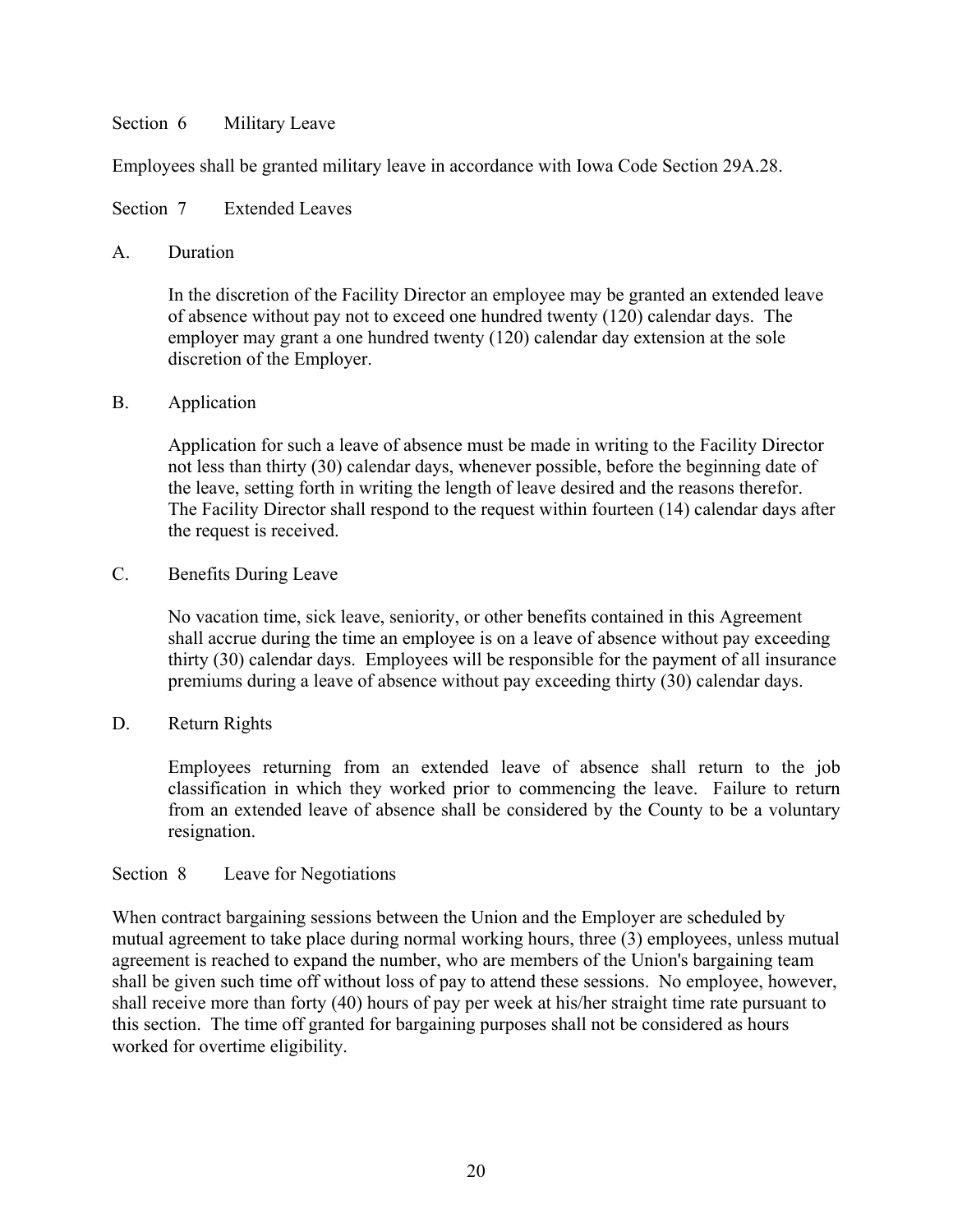### Section 6 Military Leave

Employees shall be granted military leave in accordance with Iowa Code Section 29A.28.

### Section 7 Extended Leaves

A. Duration

In the discretion of the Facility Director an employee may be granted an extended leave of absence without pay not to exceed one hundred twenty (120) calendar days. The employer may grant a one hundred twenty (120) calendar day extension at the sole discretion of the Employer.

B. Application

Application for such a leave of absence must be made in writing to the Facility Director not less than thirty (30) calendar days, whenever possible, before the beginning date of the leave, setting forth in writing the length of leave desired and the reasons therefor. The Facility Director shall respond to the request within fourteen (14) calendar days after the request is received.

C. Benefits During Leave

No vacation time, sick leave, seniority, or other benefits contained in this Agreement shall accrue during the time an employee is on a leave of absence without pay exceeding thirty (30) calendar days. Employees will be responsible for the payment of all insurance premiums during a leave of absence without pay exceeding thirty (30) calendar days.

D. Return Rights

Employees returning from an extended leave of absence shall return to the job classification in which they worked prior to commencing the leave. Failure to return from an extended leave of absence shall be considered by the County to be a voluntary resignation.

### Section 8 Leave for Negotiations

When contract bargaining sessions between the Union and the Employer are scheduled by mutual agreement to take place during normal working hours, three (3) employees, unless mutual agreement is reached to expand the number, who are members of the Union's bargaining team shall be given such time off without loss of pay to attend these sessions. No employee, however, shall receive more than forty (40) hours of pay per week at his/her straight time rate pursuant to this section. The time off granted for bargaining purposes shall not be considered as hours worked for overtime eligibility.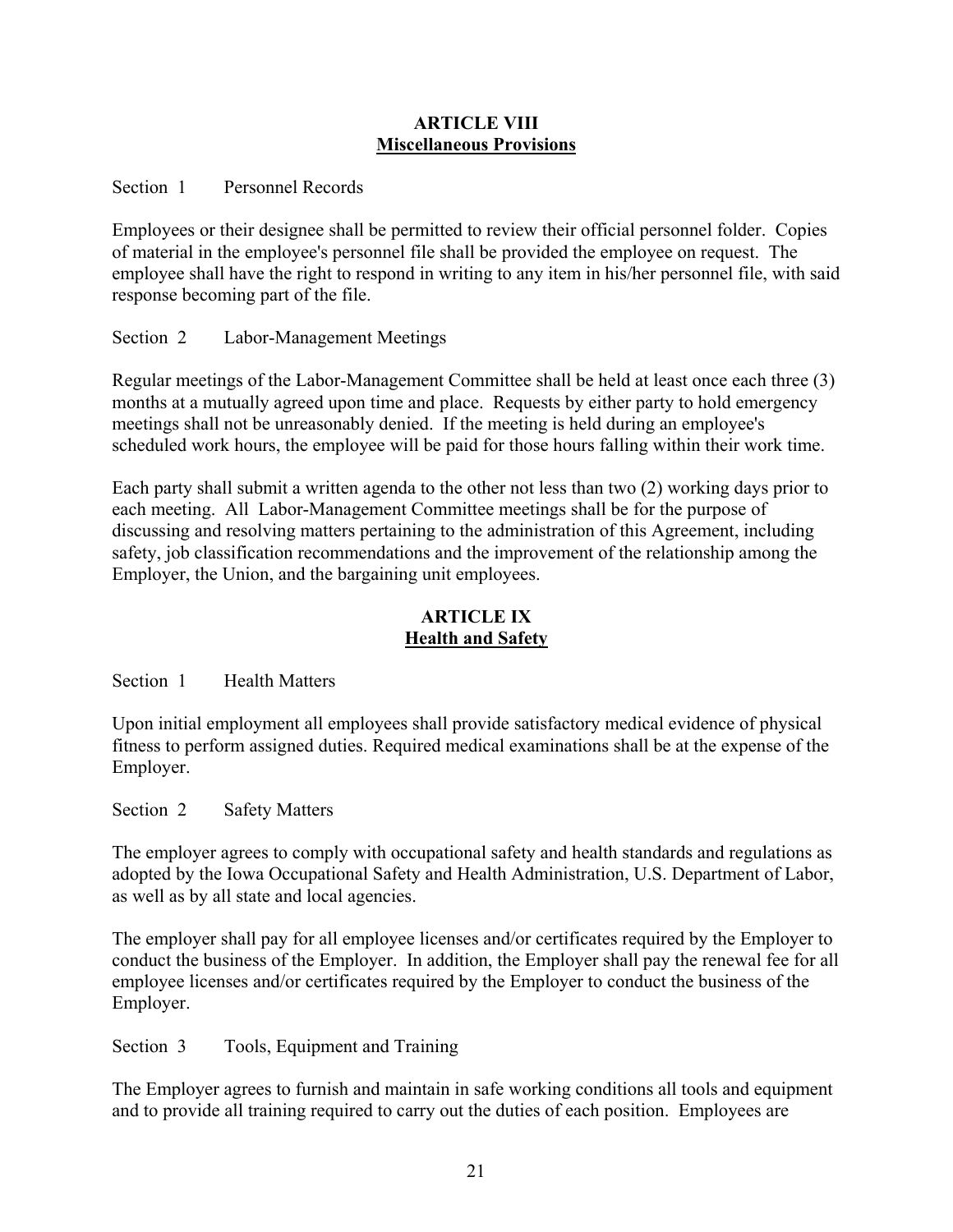## ARTICLE VIII
## Miscellaneous Provisions

Section 1 Personnel Records

Employees or their designee shall be permitted to review their official personnel folder. Copies of material in the employee's personnel file shall be provided the employee on request. The employee shall have the right to respond in writing to any item in his/her personnel file, with said response becoming part of the file.

Section 2 Labor-Management Meetings

Regular meetings of the Labor-Management Committee shall be held at least once each three (3) months at a mutually agreed upon time and place. Requests by either party to hold emergency meetings shall not be unreasonably denied. If the meeting is held during an employee's scheduled work hours, the employee will be paid for those hours falling within their work time.

Each party shall submit a written agenda to the other not less than two (2) working days prior to each meeting. All Labor-Management Committee meetings shall be for the purpose of discussing and resolving matters pertaining to the administration of this Agreement, including safety, job classification recommendations and the improvement of the relationship among the Employer, the Union, and the bargaining unit employees.

## ARTICLE IX
## Health and Safety

Section 1 Health Matters

Upon initial employment all employees shall provide satisfactory medical evidence of physical fitness to perform assigned duties. Required medical examinations shall be at the expense of the Employer.

Section 2 Safety Matters

The employer agrees to comply with occupational safety and health standards and regulations as adopted by the Iowa Occupational Safety and Health Administration, U.S. Department of Labor, as well as by all state and local agencies.

The employer shall pay for all employee licenses and/or certificates required by the Employer to conduct the business of the Employer. In addition, the Employer shall pay the renewal fee for all employee licenses and/or certificates required by the Employer to conduct the business of the Employer.

Section 3 Tools, Equipment and Training

The Employer agrees to furnish and maintain in safe working conditions all tools and equipment and to provide all training required to carry out the duties of each position. Employees are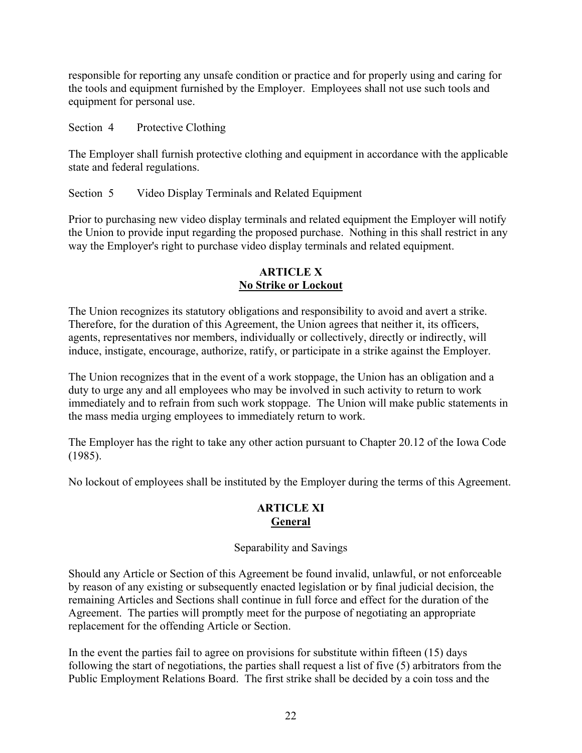responsible for reporting any unsafe condition or practice and for properly using and caring for the tools and equipment furnished by the Employer. Employees shall not use such tools and equipment for personal use.

Section 4 Protective Clothing

The Employer shall furnish protective clothing and equipment in accordance with the applicable state and federal regulations.

Section 5 Video Display Terminals and Related Equipment

Prior to purchasing new video display terminals and related equipment the Employer will notify the Union to provide input regarding the proposed purchase. Nothing in this shall restrict in any way the Employer's right to purchase video display terminals and related equipment.

## ARTICLE X
## No Strike or Lockout

The Union recognizes its statutory obligations and responsibility to avoid and avert a strike. Therefore, for the duration of this Agreement, the Union agrees that neither it, its officers, agents, representatives nor members, individually or collectively, directly or indirectly, will induce, instigate, encourage, authorize, ratify, or participate in a strike against the Employer.

The Union recognizes that in the event of a work stoppage, the Union has an obligation and a duty to urge any and all employees who may be involved in such activity to return to work immediately and to refrain from such work stoppage. The Union will make public statements in the mass media urging employees to immediately return to work.

The Employer has the right to take any other action pursuant to Chapter 20.12 of the Iowa Code (1985).

No lockout of employees shall be instituted by the Employer during the terms of this Agreement.

## ARTICLE XI
## General

Separability and Savings

Should any Article or Section of this Agreement be found invalid, unlawful, or not enforceable by reason of any existing or subsequently enacted legislation or by final judicial decision, the remaining Articles and Sections shall continue in full force and effect for the duration of the Agreement. The parties will promptly meet for the purpose of negotiating an appropriate replacement for the offending Article or Section.

In the event the parties fail to agree on provisions for substitute within fifteen (15) days following the start of negotiations, the parties shall request a list of five (5) arbitrators from the Public Employment Relations Board. The first strike shall be decided by a coin toss and the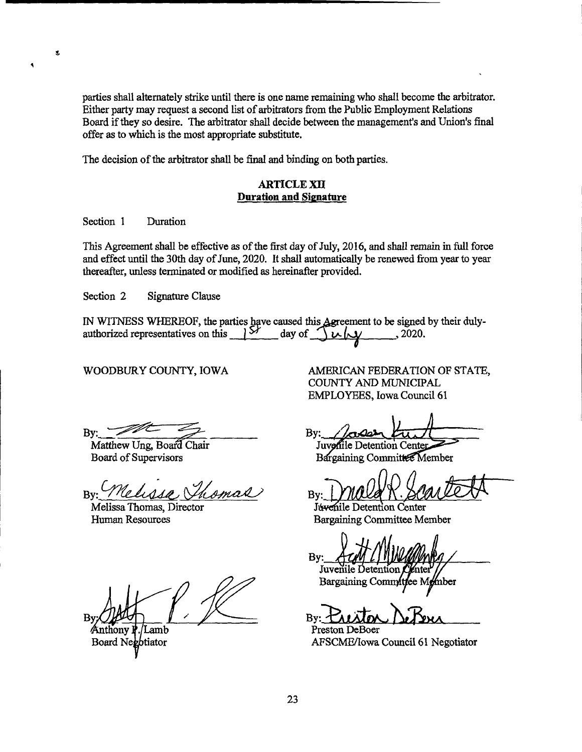parties shall alternately strike until there is one name remaining who shall become the arbitrator. Either party may request a second list of arbitrators from the Public Employment Relations Board if they so desire. The arbitrator shall decide between the management's and Union's final offer as to which is the most appropriate substitute.

The decision of the arbitrator shall be final and binding on both parties.

## ARTICLE XII
## Duration and Signature

Section 1 Duration

This Agreement shall be effective as of the first day of July, 2016, and shall remain in full force and effect until the 30th day of June, 2020. It shall automatically be renewed from year to year thereafter, unless terminated or modified as hereinafter provided.

Section 2 Signature Clause

IN WITNESS WHEREOF, the parties have caused this Agreement to be signed by their duly-authorized representatives on this 1st day of July, 2020.

WOODBURY COUNTY, IOWA

By: ____________________
Matthew Ung, Board Chair
Board of Supervisors

By: ____________________
Melissa Thomas, Director
Human Resources

By: ____________________
Anthony P. Lamb
Board Negotiator

AMERICAN FEDERATION OF STATE, COUNTY AND MUNICIPAL EMPLOYEES, Iowa Council 61

By: ____________________
Juvenile Detention Center
Bargaining Committee Member

By: ____________________
Juvenile Detention Center
Bargaining Committee Member

By: ____________________
Juvenile Detention Center
Bargaining Committee Member

By: ____________________
Preston DeBoer
AFSCME/Iowa Council 61 Negotiator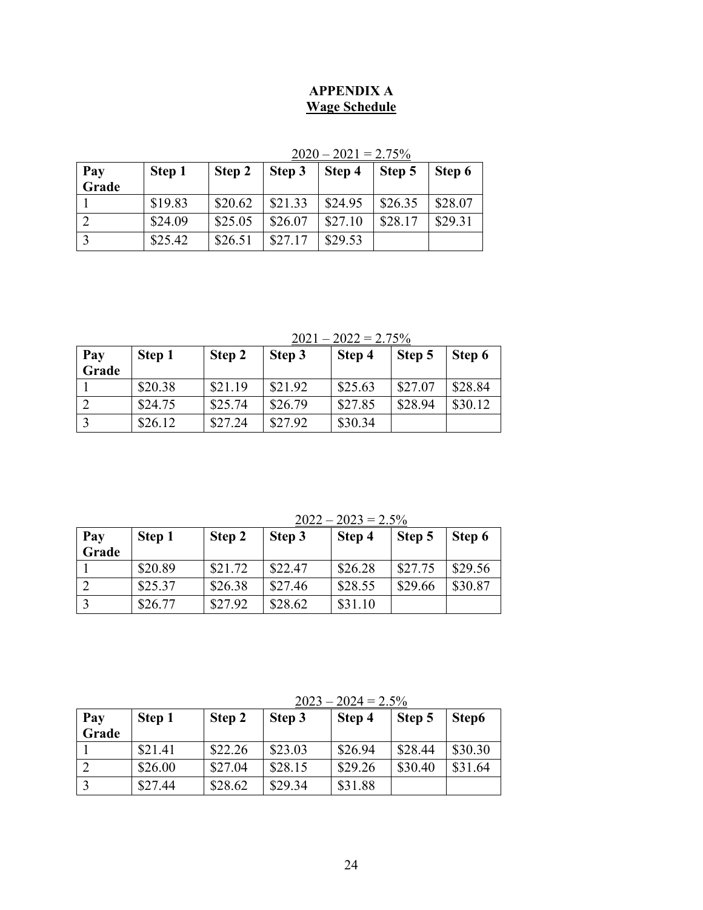**APPENDIX A**
**<u>Wage Schedule</u>**

<u>2020 – 2021 = 2.75%</u>

| Pay Grade | Step 1 | Step 2 | Step 3 | Step 4 | Step 5 | Step 6 |
|---|---|---|---|---|---|---|
| 1 | $19.83 | $20.62 | $21.33 | $24.95 | $26.35 | $28.07 |
| 2 | $24.09 | $25.05 | $26.07 | $27.10 | $28.17 | $29.31 |
| 3 | $25.42 | $26.51 | $27.17 | $29.53 | | |

<u>2021 – 2022 = 2.75%</u>

| Pay Grade | Step 1 | Step 2 | Step 3 | Step 4 | Step 5 | Step 6 |
|---|---|---|---|---|---|---|
| 1 | $20.38 | $21.19 | $21.92 | $25.63 | $27.07 | $28.84 |
| 2 | $24.75 | $25.74 | $26.79 | $27.85 | $28.94 | $30.12 |
| 3 | $26.12 | $27.24 | $27.92 | $30.34 | | |

<u>2022 – 2023 = 2.5%</u>

| Pay Grade | Step 1 | Step 2 | Step 3 | Step 4 | Step 5 | Step 6 |
|---|---|---|---|---|---|---|
| 1 | $20.89 | $21.72 | $22.47 | $26.28 | $27.75 | $29.56 |
| 2 | $25.37 | $26.38 | $27.46 | $28.55 | $29.66 | $30.87 |
| 3 | $26.77 | $27.92 | $28.62 | $31.10 | | |

<u>2023 – 2024 = 2.5%</u>

| Pay Grade | Step 1 | Step 2 | Step 3 | Step 4 | Step 5 | Step6 |
|---|---|---|---|---|---|---|
| 1 | $21.41 | $22.26 | $23.03 | $26.94 | $28.44 | $30.30 |
| 2 | $26.00 | $27.04 | $28.15 | $29.26 | $30.40 | $31.64 |
| 3 | $27.44 | $28.62 | $29.34 | $31.88 | | |